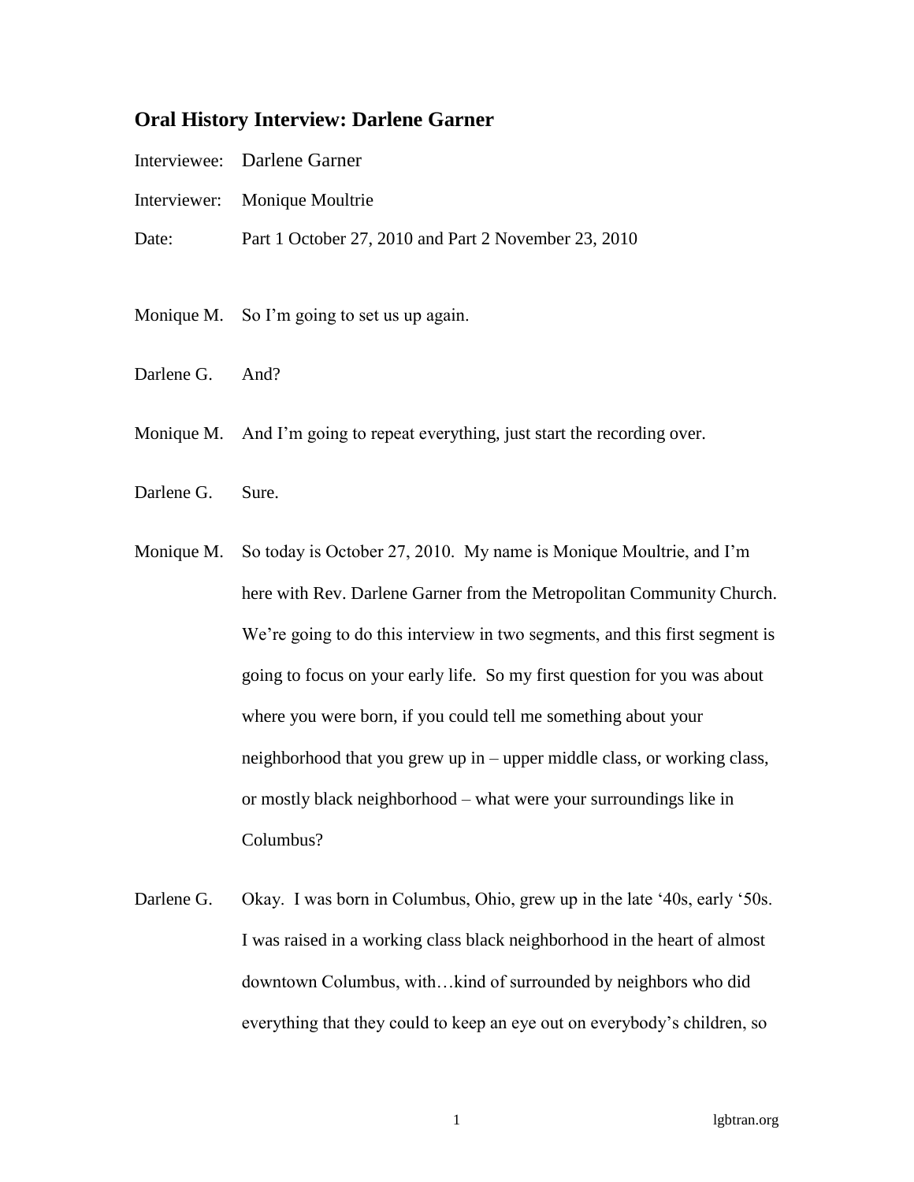## Oral History Interview: Darlene Garner

Interviewee: Darlene Garner

Interviewer: Monique Moultrie

Date: Part 1 October 27, 2010 and Part 2 November 23, 2010

Monique M. So I'm going to set us up again.

Darlene G. And?

Monique M. And I'm going to repeat everything, just start the recording over.

Darlene G. Sure.

Monique M. So today is October 27, 2010. My name is Monique Moultrie, and I'm here with Rev. Darlene Garner from the Metropolitan Community Church. We're going to do this interview in two segments, and this first segment is going to focus on your early life. So my first question for you was about where you were born, if you could tell me something about your neighborhood that you grew up in – upper middle class, or working class, or mostly black neighborhood – what were your surroundings like in Columbus?

Darlene G. Okay. I was born in Columbus, Ohio, grew up in the late '40s, early '50s. I was raised in a working class black neighborhood in the heart of almost downtown Columbus, with…kind of surrounded by neighbors who did everything that they could to keep an eye out on everybody's children, so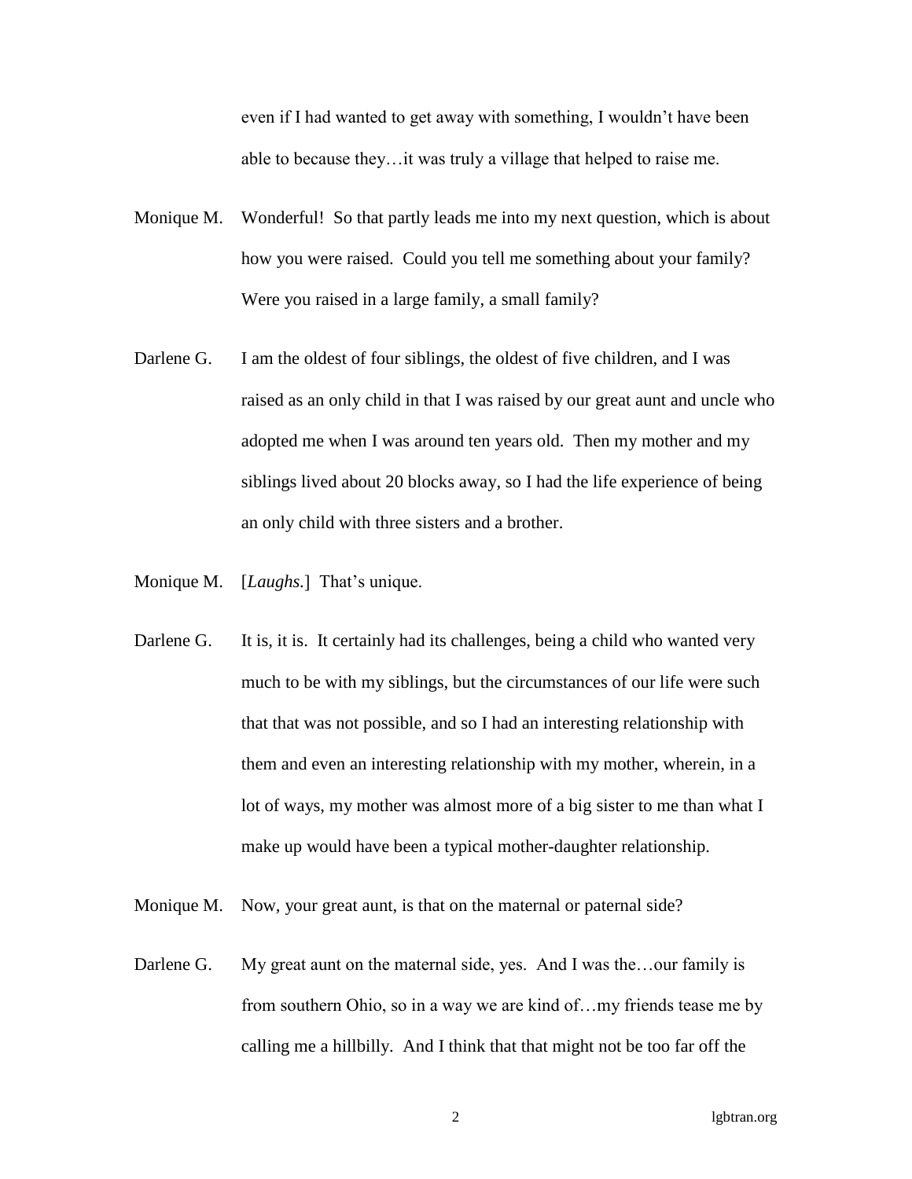even if I had wanted to get away with something, I wouldn't have been able to because they…it was truly a village that helped to raise me.

Monique M. Wonderful! So that partly leads me into my next question, which is about how you were raised. Could you tell me something about your family? Were you raised in a large family, a small family?

Darlene G. I am the oldest of four siblings, the oldest of five children, and I was raised as an only child in that I was raised by our great aunt and uncle who adopted me when I was around ten years old. Then my mother and my siblings lived about 20 blocks away, so I had the life experience of being an only child with three sisters and a brother.

Monique M. [*Laughs.*] That's unique.

Darlene G. It is, it is. It certainly had its challenges, being a child who wanted very much to be with my siblings, but the circumstances of our life were such that that was not possible, and so I had an interesting relationship with them and even an interesting relationship with my mother, wherein, in a lot of ways, my mother was almost more of a big sister to me than what I make up would have been a typical mother-daughter relationship.

Monique M. Now, your great aunt, is that on the maternal or paternal side?

Darlene G. My great aunt on the maternal side, yes. And I was the…our family is from southern Ohio, so in a way we are kind of…my friends tease me by calling me a hillbilly. And I think that that might not be too far off the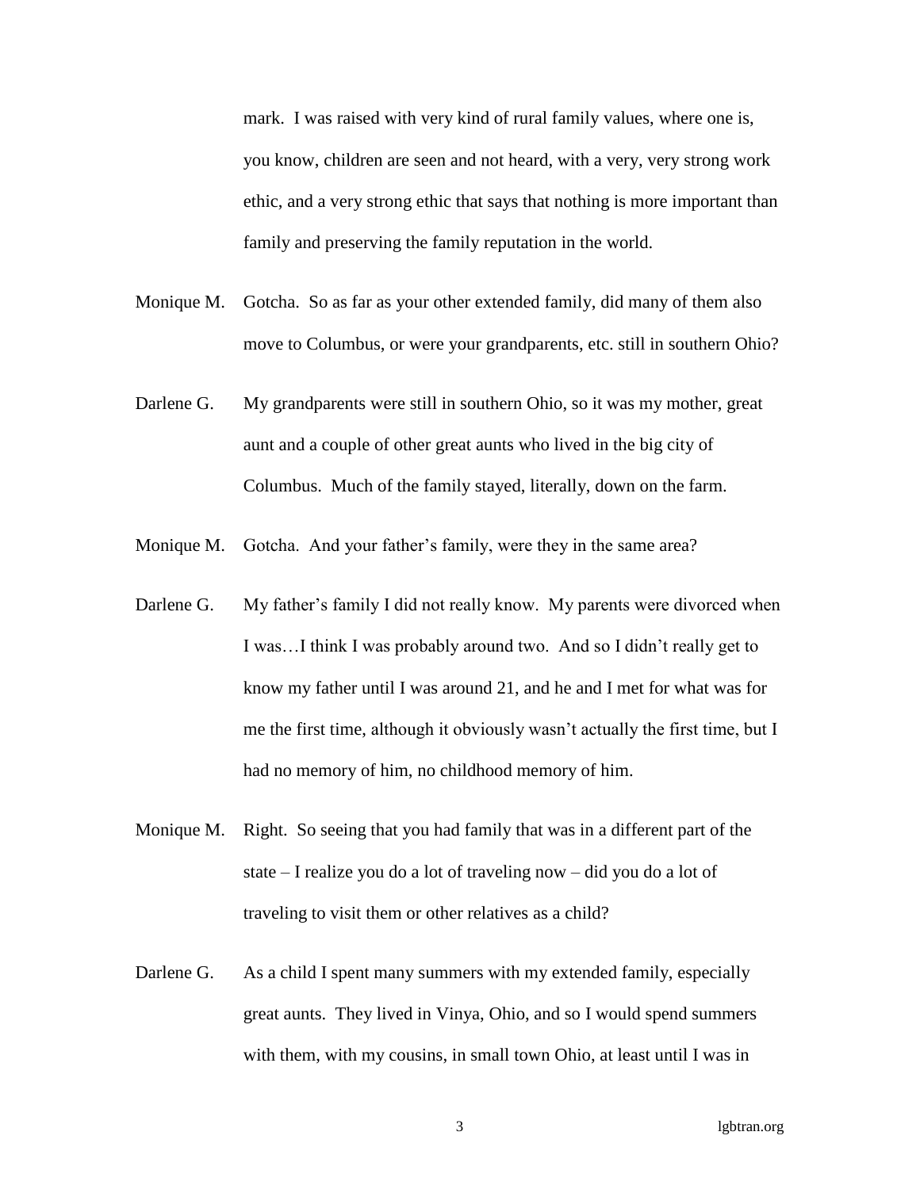mark. I was raised with very kind of rural family values, where one is, you know, children are seen and not heard, with a very, very strong work ethic, and a very strong ethic that says that nothing is more important than family and preserving the family reputation in the world.

Monique M. Gotcha. So as far as your other extended family, did many of them also move to Columbus, or were your grandparents, etc. still in southern Ohio?

Darlene G. My grandparents were still in southern Ohio, so it was my mother, great aunt and a couple of other great aunts who lived in the big city of Columbus. Much of the family stayed, literally, down on the farm.

Monique M. Gotcha. And your father's family, were they in the same area?

Darlene G. My father's family I did not really know. My parents were divorced when I was…I think I was probably around two. And so I didn't really get to know my father until I was around 21, and he and I met for what was for me the first time, although it obviously wasn't actually the first time, but I had no memory of him, no childhood memory of him.

Monique M. Right. So seeing that you had family that was in a different part of the state – I realize you do a lot of traveling now – did you do a lot of traveling to visit them or other relatives as a child?

Darlene G. As a child I spent many summers with my extended family, especially great aunts. They lived in Vinya, Ohio, and so I would spend summers with them, with my cousins, in small town Ohio, at least until I was in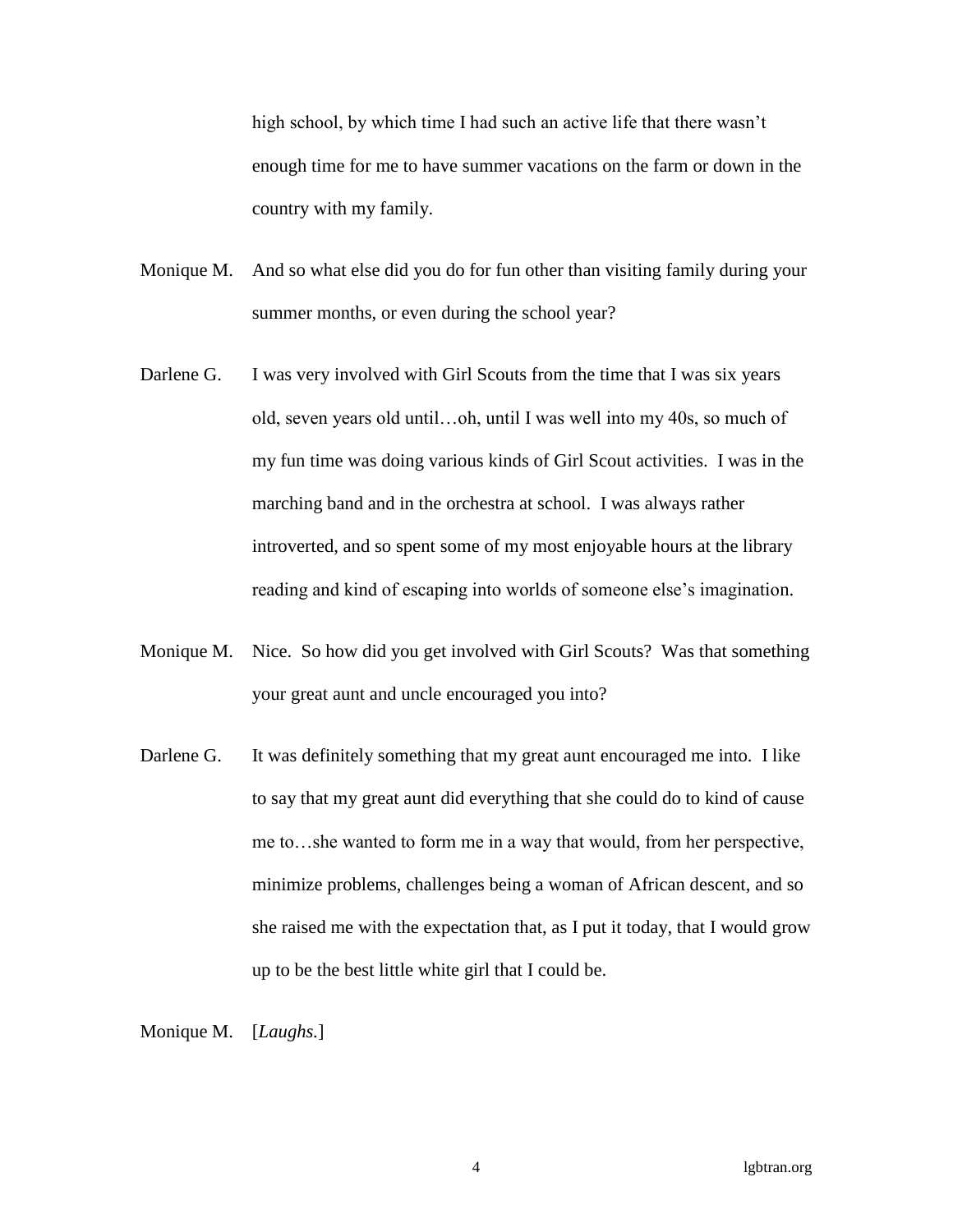high school, by which time I had such an active life that there wasn't enough time for me to have summer vacations on the farm or down in the country with my family.

Monique M. And so what else did you do for fun other than visiting family during your summer months, or even during the school year?

Darlene G. I was very involved with Girl Scouts from the time that I was six years old, seven years old until…oh, until I was well into my 40s, so much of my fun time was doing various kinds of Girl Scout activities. I was in the marching band and in the orchestra at school. I was always rather introverted, and so spent some of my most enjoyable hours at the library reading and kind of escaping into worlds of someone else's imagination.

Monique M. Nice. So how did you get involved with Girl Scouts? Was that something your great aunt and uncle encouraged you into?

Darlene G. It was definitely something that my great aunt encouraged me into. I like to say that my great aunt did everything that she could do to kind of cause me to…she wanted to form me in a way that would, from her perspective, minimize problems, challenges being a woman of African descent, and so she raised me with the expectation that, as I put it today, that I would grow up to be the best little white girl that I could be.

Monique M. [*Laughs.*]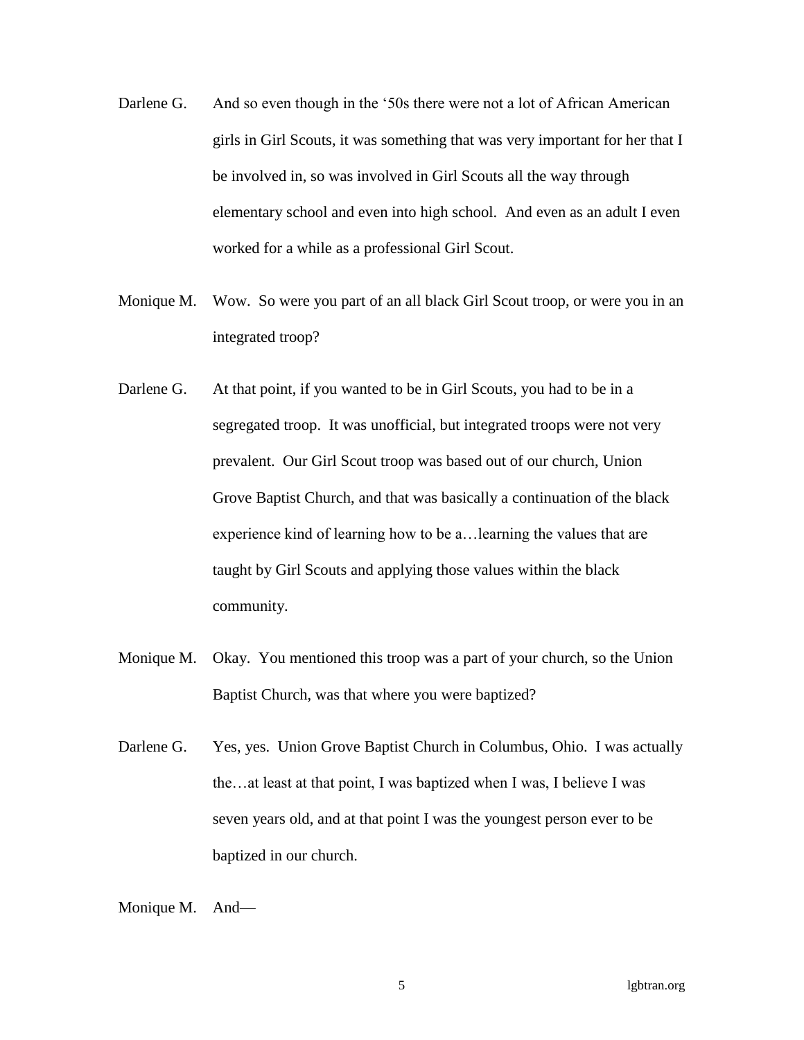Darlene G. And so even though in the '50s there were not a lot of African American girls in Girl Scouts, it was something that was very important for her that I be involved in, so was involved in Girl Scouts all the way through elementary school and even into high school. And even as an adult I even worked for a while as a professional Girl Scout.

Monique M. Wow. So were you part of an all black Girl Scout troop, or were you in an integrated troop?

Darlene G. At that point, if you wanted to be in Girl Scouts, you had to be in a segregated troop. It was unofficial, but integrated troops were not very prevalent. Our Girl Scout troop was based out of our church, Union Grove Baptist Church, and that was basically a continuation of the black experience kind of learning how to be a…learning the values that are taught by Girl Scouts and applying those values within the black community.

Monique M. Okay. You mentioned this troop was a part of your church, so the Union Baptist Church, was that where you were baptized?

Darlene G. Yes, yes. Union Grove Baptist Church in Columbus, Ohio. I was actually the…at least at that point, I was baptized when I was, I believe I was seven years old, and at that point I was the youngest person ever to be baptized in our church.

Monique M. And—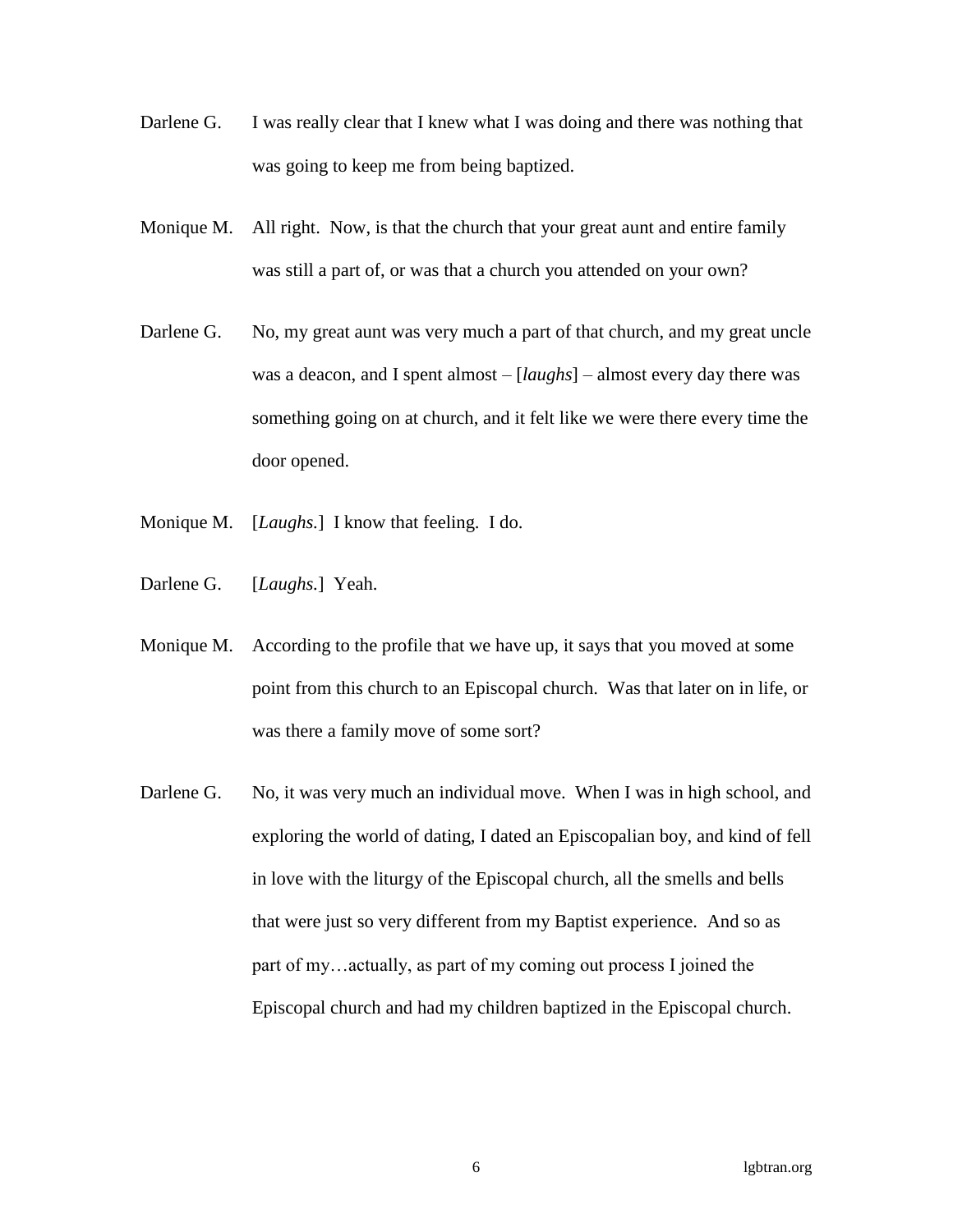Darlene G. I was really clear that I knew what I was doing and there was nothing that was going to keep me from being baptized.

Monique M. All right. Now, is that the church that your great aunt and entire family was still a part of, or was that a church you attended on your own?

Darlene G. No, my great aunt was very much a part of that church, and my great uncle was a deacon, and I spent almost – [*laughs*] – almost every day there was something going on at church, and it felt like we were there every time the door opened.

Monique M. [*Laughs.*] I know that feeling. I do.

Darlene G. [*Laughs.*] Yeah.

Monique M. According to the profile that we have up, it says that you moved at some point from this church to an Episcopal church. Was that later on in life, or was there a family move of some sort?

Darlene G. No, it was very much an individual move. When I was in high school, and exploring the world of dating, I dated an Episcopalian boy, and kind of fell in love with the liturgy of the Episcopal church, all the smells and bells that were just so very different from my Baptist experience. And so as part of my…actually, as part of my coming out process I joined the Episcopal church and had my children baptized in the Episcopal church.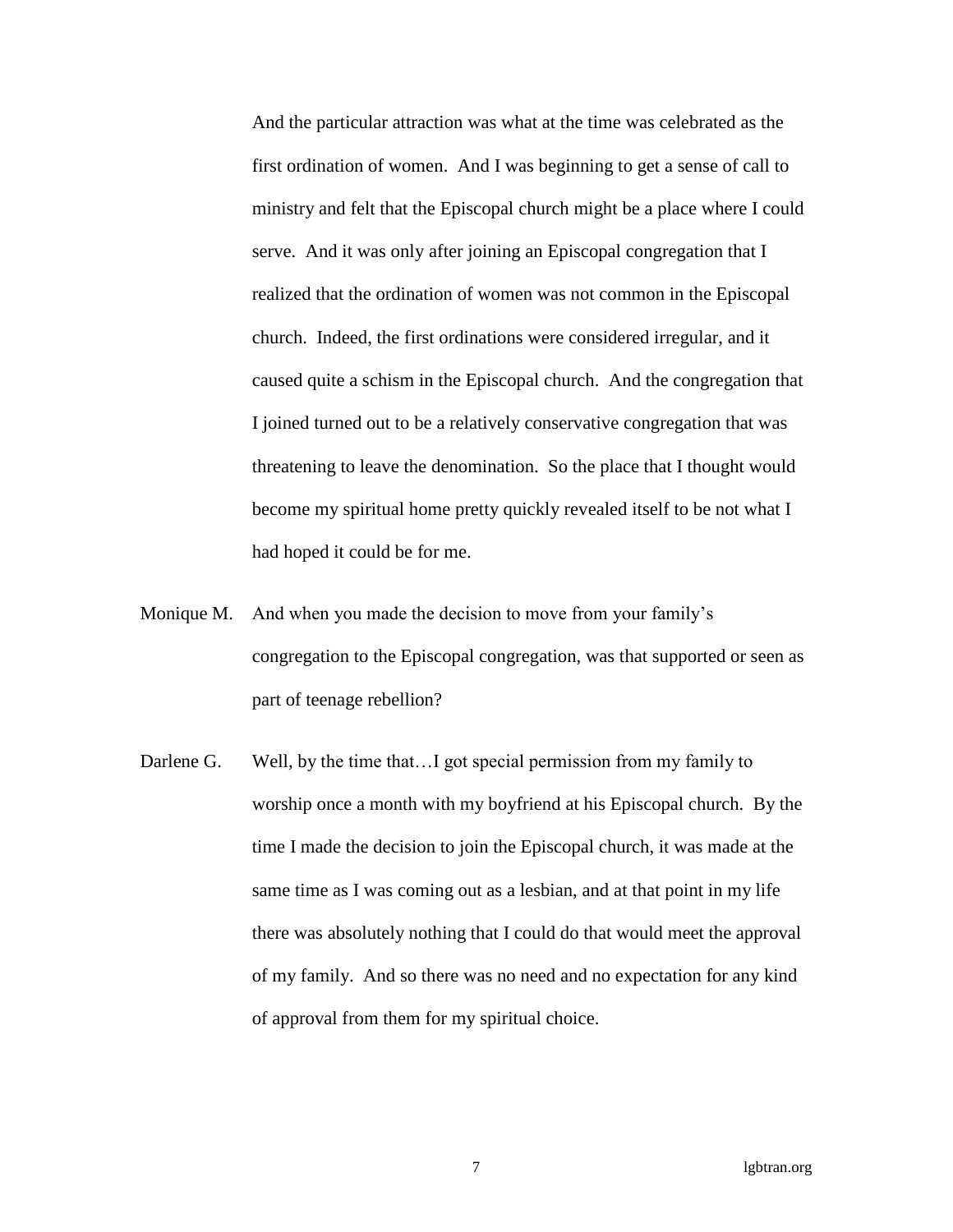And the particular attraction was what at the time was celebrated as the first ordination of women. And I was beginning to get a sense of call to ministry and felt that the Episcopal church might be a place where I could serve. And it was only after joining an Episcopal congregation that I realized that the ordination of women was not common in the Episcopal church. Indeed, the first ordinations were considered irregular, and it caused quite a schism in the Episcopal church. And the congregation that I joined turned out to be a relatively conservative congregation that was threatening to leave the denomination. So the place that I thought would become my spiritual home pretty quickly revealed itself to be not what I had hoped it could be for me.

Monique M. And when you made the decision to move from your family's congregation to the Episcopal congregation, was that supported or seen as part of teenage rebellion?

Darlene G. Well, by the time that…I got special permission from my family to worship once a month with my boyfriend at his Episcopal church. By the time I made the decision to join the Episcopal church, it was made at the same time as I was coming out as a lesbian, and at that point in my life there was absolutely nothing that I could do that would meet the approval of my family. And so there was no need and no expectation for any kind of approval from them for my spiritual choice.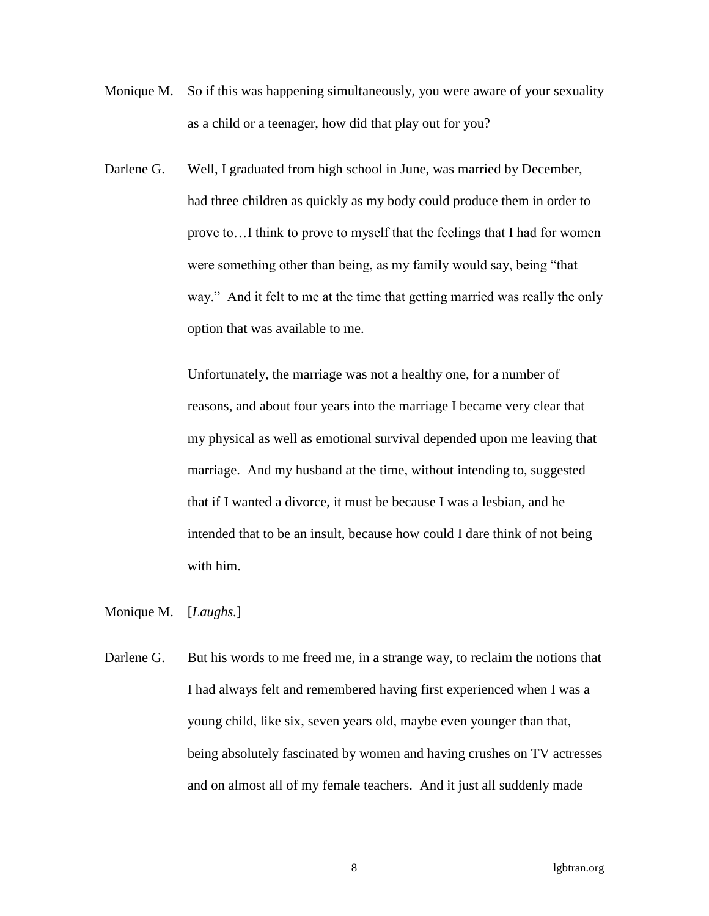Monique M. So if this was happening simultaneously, you were aware of your sexuality as a child or a teenager, how did that play out for you?

Darlene G. Well, I graduated from high school in June, was married by December, had three children as quickly as my body could produce them in order to prove to…I think to prove to myself that the feelings that I had for women were something other than being, as my family would say, being "that way." And it felt to me at the time that getting married was really the only option that was available to me.

Unfortunately, the marriage was not a healthy one, for a number of reasons, and about four years into the marriage I became very clear that my physical as well as emotional survival depended upon me leaving that marriage. And my husband at the time, without intending to, suggested that if I wanted a divorce, it must be because I was a lesbian, and he intended that to be an insult, because how could I dare think of not being with him.

Monique M. [*Laughs.*]

Darlene G. But his words to me freed me, in a strange way, to reclaim the notions that I had always felt and remembered having first experienced when I was a young child, like six, seven years old, maybe even younger than that, being absolutely fascinated by women and having crushes on TV actresses and on almost all of my female teachers. And it just all suddenly made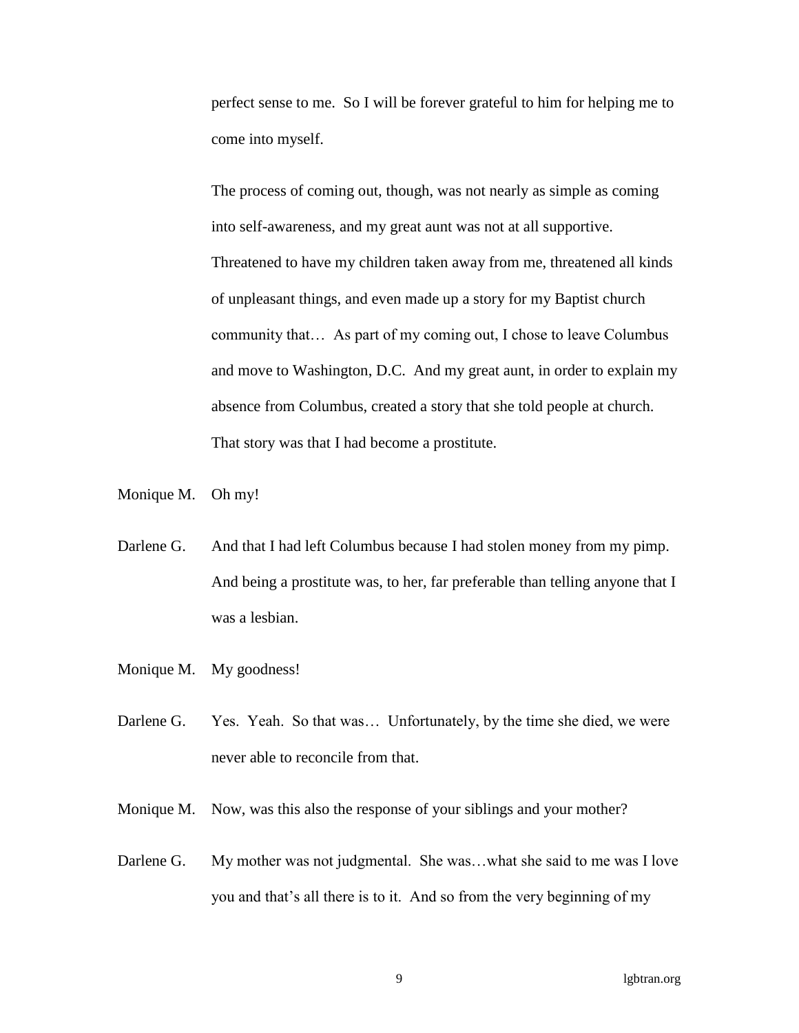perfect sense to me. So I will be forever grateful to him for helping me to come into myself.

The process of coming out, though, was not nearly as simple as coming into self-awareness, and my great aunt was not at all supportive. Threatened to have my children taken away from me, threatened all kinds of unpleasant things, and even made up a story for my Baptist church community that… As part of my coming out, I chose to leave Columbus and move to Washington, D.C. And my great aunt, in order to explain my absence from Columbus, created a story that she told people at church. That story was that I had become a prostitute.

Monique M. Oh my!

Darlene G. And that I had left Columbus because I had stolen money from my pimp. And being a prostitute was, to her, far preferable than telling anyone that I was a lesbian.

Monique M. My goodness!

Darlene G. Yes. Yeah. So that was… Unfortunately, by the time she died, we were never able to reconcile from that.

Monique M. Now, was this also the response of your siblings and your mother?

Darlene G. My mother was not judgmental. She was…what she said to me was I love you and that's all there is to it. And so from the very beginning of my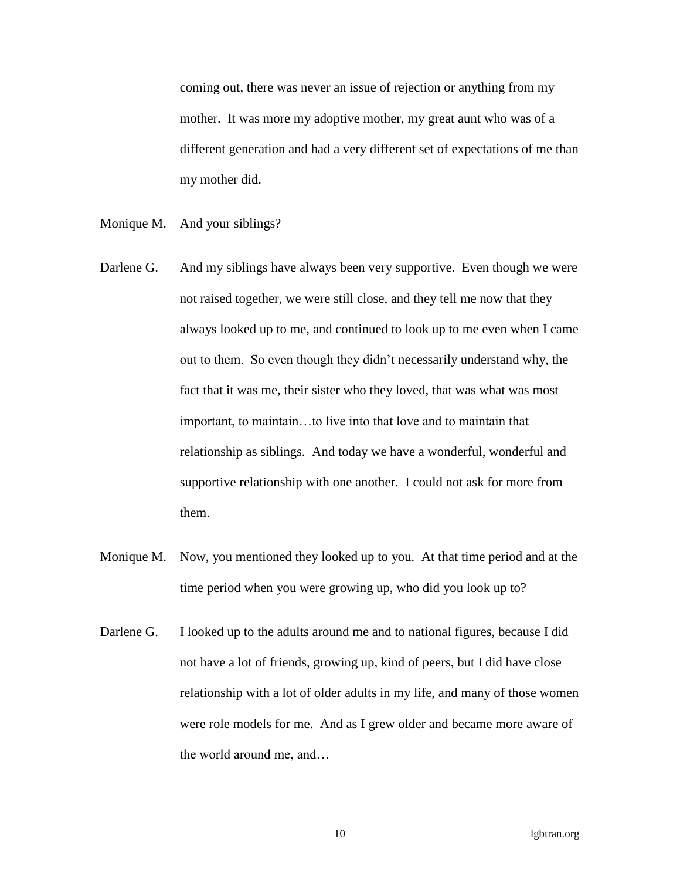coming out, there was never an issue of rejection or anything from my mother. It was more my adoptive mother, my great aunt who was of a different generation and had a very different set of expectations of me than my mother did.

Monique M. And your siblings?

Darlene G. And my siblings have always been very supportive. Even though we were not raised together, we were still close, and they tell me now that they always looked up to me, and continued to look up to me even when I came out to them. So even though they didn't necessarily understand why, the fact that it was me, their sister who they loved, that was what was most important, to maintain…to live into that love and to maintain that relationship as siblings. And today we have a wonderful, wonderful and supportive relationship with one another. I could not ask for more from them.

Monique M. Now, you mentioned they looked up to you. At that time period and at the time period when you were growing up, who did you look up to?

Darlene G. I looked up to the adults around me and to national figures, because I did not have a lot of friends, growing up, kind of peers, but I did have close relationship with a lot of older adults in my life, and many of those women were role models for me. And as I grew older and became more aware of the world around me, and…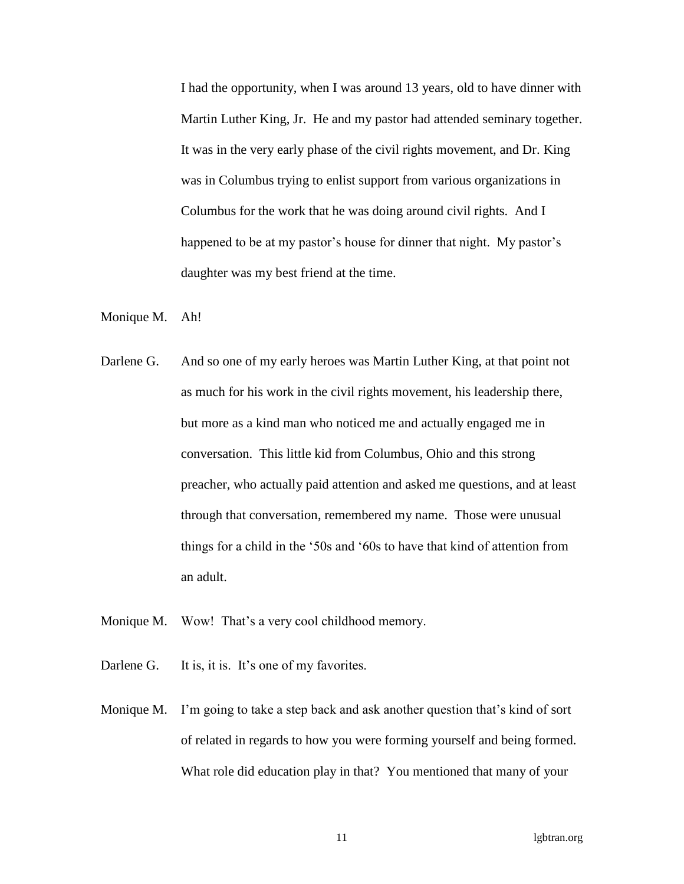I had the opportunity, when I was around 13 years, old to have dinner with Martin Luther King, Jr. He and my pastor had attended seminary together. It was in the very early phase of the civil rights movement, and Dr. King was in Columbus trying to enlist support from various organizations in Columbus for the work that he was doing around civil rights. And I happened to be at my pastor's house for dinner that night. My pastor's daughter was my best friend at the time.

Monique M. Ah!

Darlene G. And so one of my early heroes was Martin Luther King, at that point not as much for his work in the civil rights movement, his leadership there, but more as a kind man who noticed me and actually engaged me in conversation. This little kid from Columbus, Ohio and this strong preacher, who actually paid attention and asked me questions, and at least through that conversation, remembered my name. Those were unusual things for a child in the '50s and '60s to have that kind of attention from an adult.

Monique M. Wow! That's a very cool childhood memory.

Darlene G. It is, it is. It's one of my favorites.

Monique M. I'm going to take a step back and ask another question that's kind of sort of related in regards to how you were forming yourself and being formed. What role did education play in that? You mentioned that many of your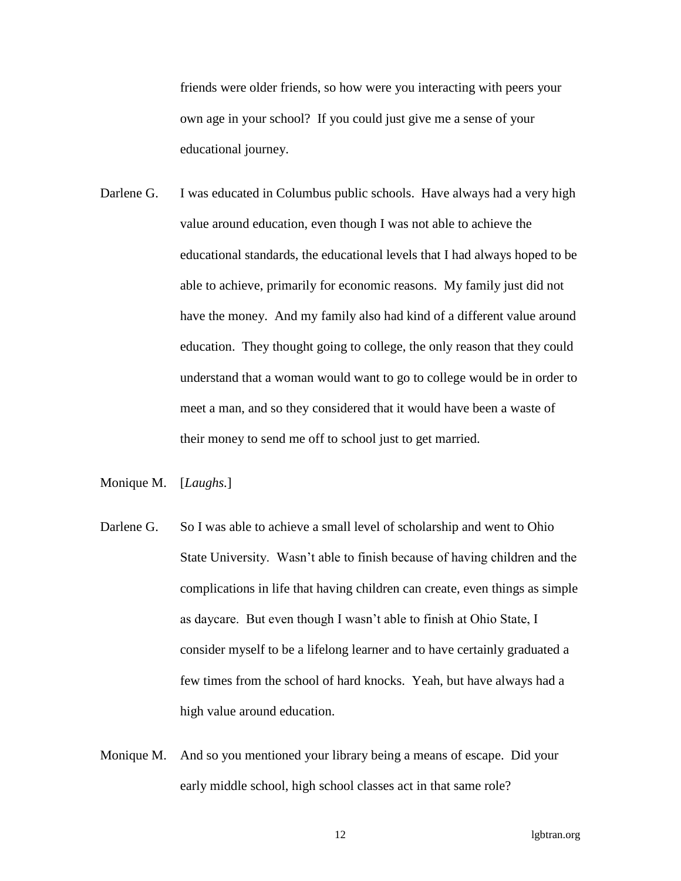friends were older friends, so how were you interacting with peers your own age in your school? If you could just give me a sense of your educational journey.

Darlene G. I was educated in Columbus public schools. Have always had a very high value around education, even though I was not able to achieve the educational standards, the educational levels that I had always hoped to be able to achieve, primarily for economic reasons. My family just did not have the money. And my family also had kind of a different value around education. They thought going to college, the only reason that they could understand that a woman would want to go to college would be in order to meet a man, and so they considered that it would have been a waste of their money to send me off to school just to get married.

Monique M. [*Laughs.*]

Darlene G. So I was able to achieve a small level of scholarship and went to Ohio State University. Wasn't able to finish because of having children and the complications in life that having children can create, even things as simple as daycare. But even though I wasn't able to finish at Ohio State, I consider myself to be a lifelong learner and to have certainly graduated a few times from the school of hard knocks. Yeah, but have always had a high value around education.

Monique M. And so you mentioned your library being a means of escape. Did your early middle school, high school classes act in that same role?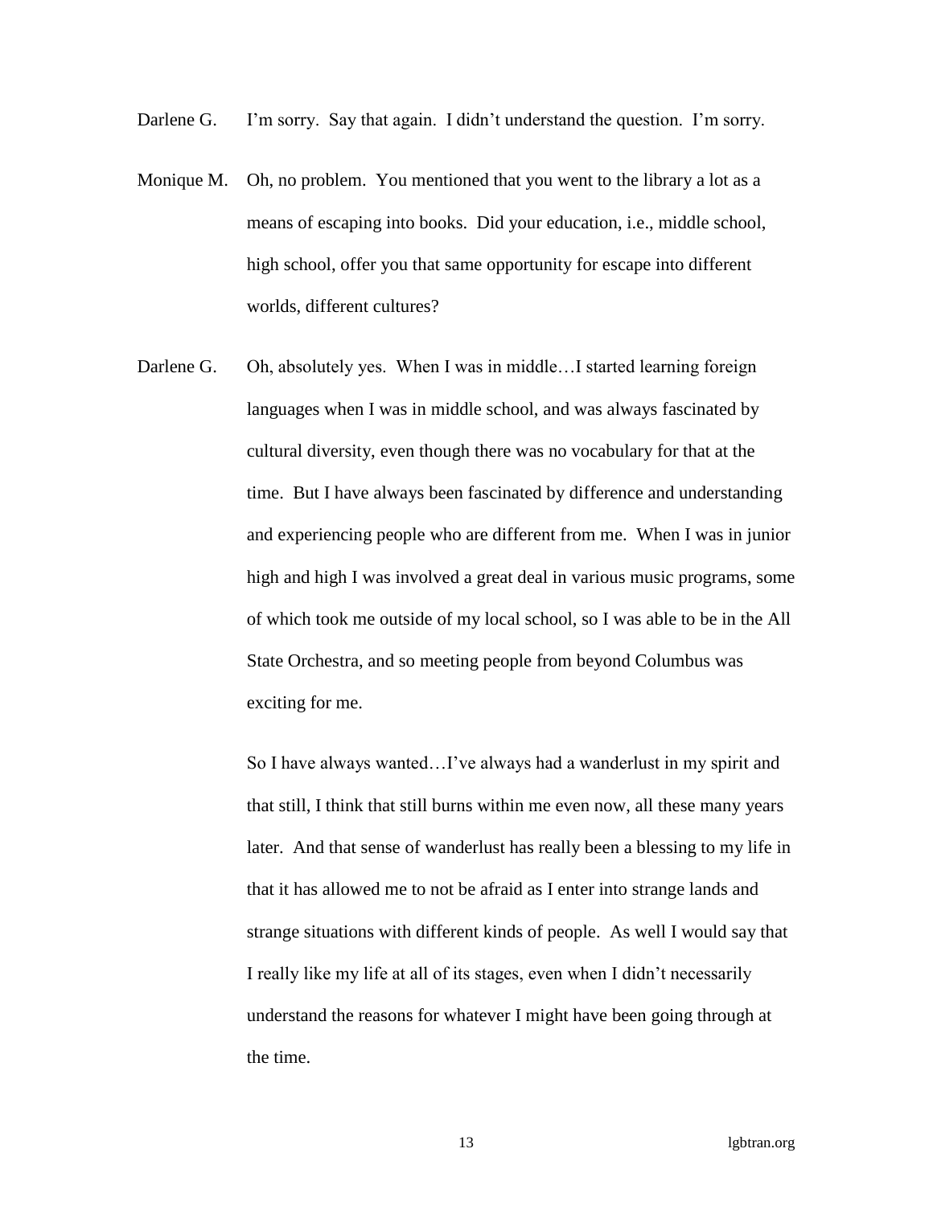Darlene G. I'm sorry. Say that again. I didn't understand the question. I'm sorry.

Monique M. Oh, no problem. You mentioned that you went to the library a lot as a means of escaping into books. Did your education, i.e., middle school, high school, offer you that same opportunity for escape into different worlds, different cultures?

Darlene G. Oh, absolutely yes. When I was in middle…I started learning foreign languages when I was in middle school, and was always fascinated by cultural diversity, even though there was no vocabulary for that at the time. But I have always been fascinated by difference and understanding and experiencing people who are different from me. When I was in junior high and high I was involved a great deal in various music programs, some of which took me outside of my local school, so I was able to be in the All State Orchestra, and so meeting people from beyond Columbus was exciting for me.

So I have always wanted…I've always had a wanderlust in my spirit and that still, I think that still burns within me even now, all these many years later. And that sense of wanderlust has really been a blessing to my life in that it has allowed me to not be afraid as I enter into strange lands and strange situations with different kinds of people. As well I would say that I really like my life at all of its stages, even when I didn't necessarily understand the reasons for whatever I might have been going through at the time.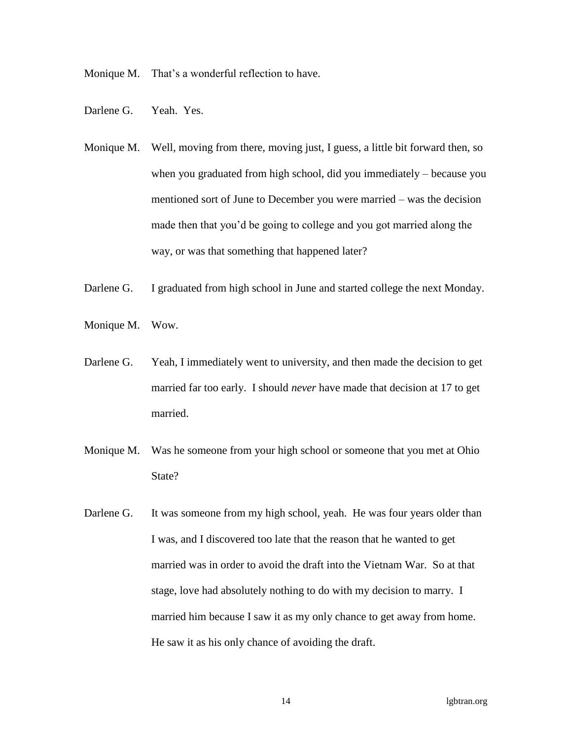Monique M. That's a wonderful reflection to have.

Darlene G. Yeah. Yes.

Monique M. Well, moving from there, moving just, I guess, a little bit forward then, so when you graduated from high school, did you immediately – because you mentioned sort of June to December you were married – was the decision made then that you'd be going to college and you got married along the way, or was that something that happened later?

Darlene G. I graduated from high school in June and started college the next Monday.

Monique M. Wow.

Darlene G. Yeah, I immediately went to university, and then made the decision to get married far too early. I should *never* have made that decision at 17 to get married.

Monique M. Was he someone from your high school or someone that you met at Ohio State?

Darlene G. It was someone from my high school, yeah. He was four years older than I was, and I discovered too late that the reason that he wanted to get married was in order to avoid the draft into the Vietnam War. So at that stage, love had absolutely nothing to do with my decision to marry. I married him because I saw it as my only chance to get away from home. He saw it as his only chance of avoiding the draft.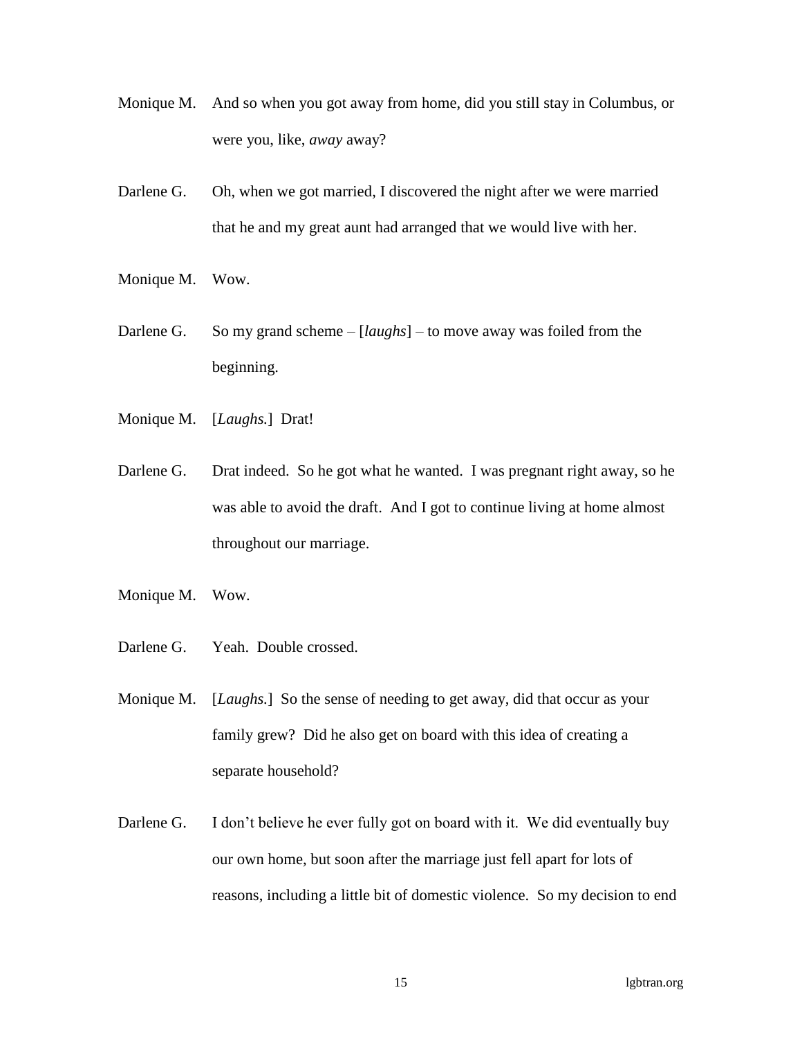Monique M. And so when you got away from home, did you still stay in Columbus, or were you, like, *away* away?

Darlene G. Oh, when we got married, I discovered the night after we were married that he and my great aunt had arranged that we would live with her.

Monique M. Wow.

Darlene G. So my grand scheme – [*laughs*] – to move away was foiled from the beginning.

Monique M. [*Laughs.*] Drat!

Darlene G. Drat indeed. So he got what he wanted. I was pregnant right away, so he was able to avoid the draft. And I got to continue living at home almost throughout our marriage.

Monique M. Wow.

Darlene G. Yeah. Double crossed.

Monique M. [*Laughs.*] So the sense of needing to get away, did that occur as your family grew? Did he also get on board with this idea of creating a separate household?

Darlene G. I don't believe he ever fully got on board with it. We did eventually buy our own home, but soon after the marriage just fell apart for lots of reasons, including a little bit of domestic violence. So my decision to end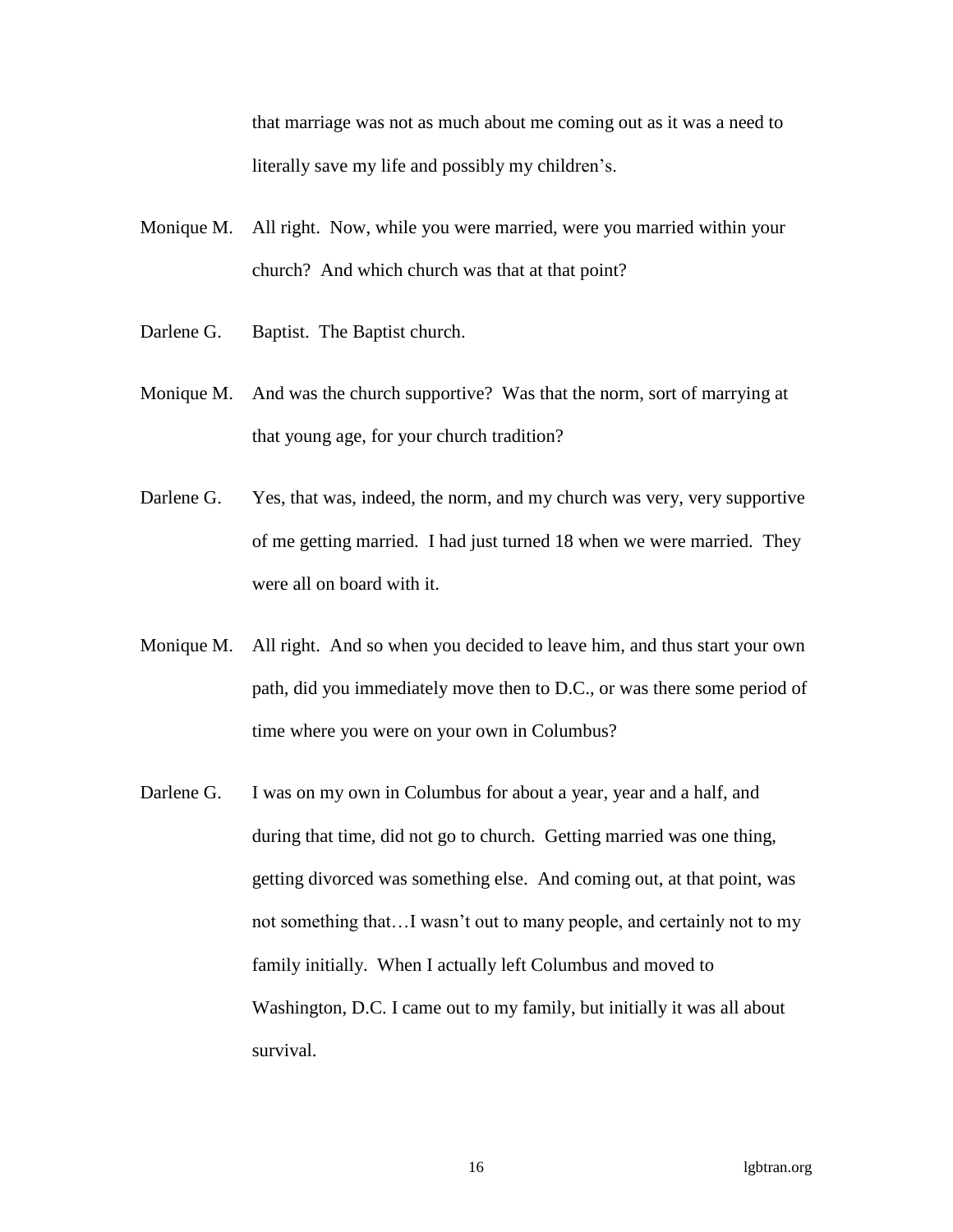that marriage was not as much about me coming out as it was a need to literally save my life and possibly my children's.

Monique M. All right. Now, while you were married, were you married within your church? And which church was that at that point?

Darlene G. Baptist. The Baptist church.

Monique M. And was the church supportive? Was that the norm, sort of marrying at that young age, for your church tradition?

Darlene G. Yes, that was, indeed, the norm, and my church was very, very supportive of me getting married. I had just turned 18 when we were married. They were all on board with it.

Monique M. All right. And so when you decided to leave him, and thus start your own path, did you immediately move then to D.C., or was there some period of time where you were on your own in Columbus?

Darlene G. I was on my own in Columbus for about a year, year and a half, and during that time, did not go to church. Getting married was one thing, getting divorced was something else. And coming out, at that point, was not something that…I wasn't out to many people, and certainly not to my family initially. When I actually left Columbus and moved to Washington, D.C. I came out to my family, but initially it was all about survival.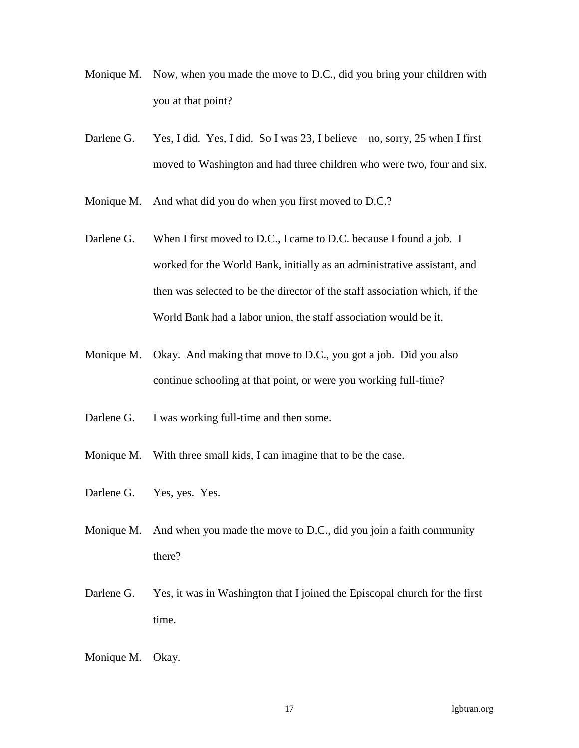Monique M. Now, when you made the move to D.C., did you bring your children with you at that point?

Darlene G. Yes, I did. Yes, I did. So I was 23, I believe – no, sorry, 25 when I first moved to Washington and had three children who were two, four and six.

Monique M. And what did you do when you first moved to D.C.?

Darlene G. When I first moved to D.C., I came to D.C. because I found a job. I worked for the World Bank, initially as an administrative assistant, and then was selected to be the director of the staff association which, if the World Bank had a labor union, the staff association would be it.

Monique M. Okay. And making that move to D.C., you got a job. Did you also continue schooling at that point, or were you working full-time?

Darlene G. I was working full-time and then some.

Monique M. With three small kids, I can imagine that to be the case.

Darlene G. Yes, yes. Yes.

Monique M. And when you made the move to D.C., did you join a faith community there?

Darlene G. Yes, it was in Washington that I joined the Episcopal church for the first time.

Monique M. Okay.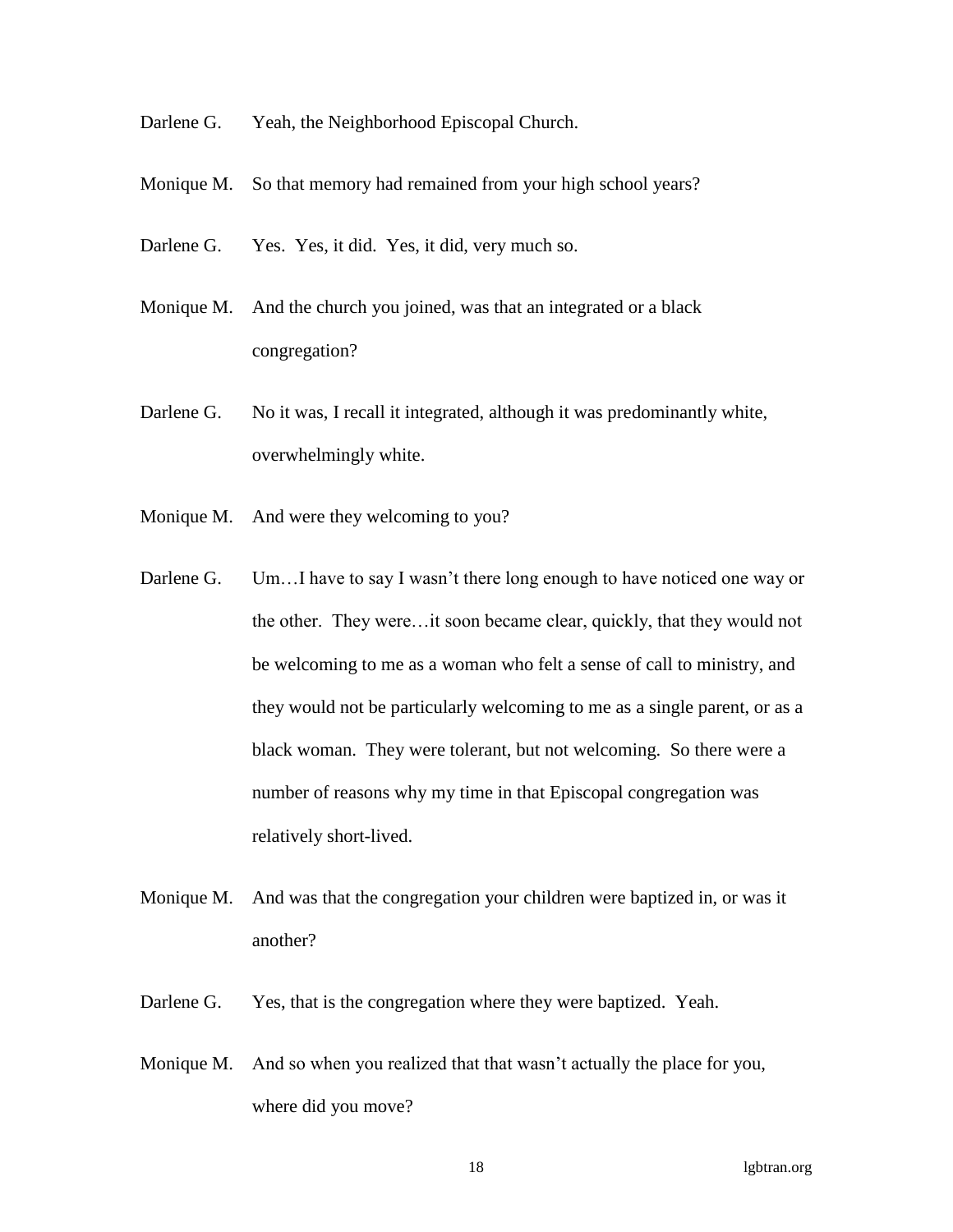Darlene G. Yeah, the Neighborhood Episcopal Church.

Monique M. So that memory had remained from your high school years?

Darlene G. Yes. Yes, it did. Yes, it did, very much so.

Monique M. And the church you joined, was that an integrated or a black congregation?

Darlene G. No it was, I recall it integrated, although it was predominantly white, overwhelmingly white.

Monique M. And were they welcoming to you?

Darlene G. Um…I have to say I wasn't there long enough to have noticed one way or the other. They were…it soon became clear, quickly, that they would not be welcoming to me as a woman who felt a sense of call to ministry, and they would not be particularly welcoming to me as a single parent, or as a black woman. They were tolerant, but not welcoming. So there were a number of reasons why my time in that Episcopal congregation was relatively short-lived.

Monique M. And was that the congregation your children were baptized in, or was it another?

Darlene G. Yes, that is the congregation where they were baptized. Yeah.

Monique M. And so when you realized that that wasn't actually the place for you, where did you move?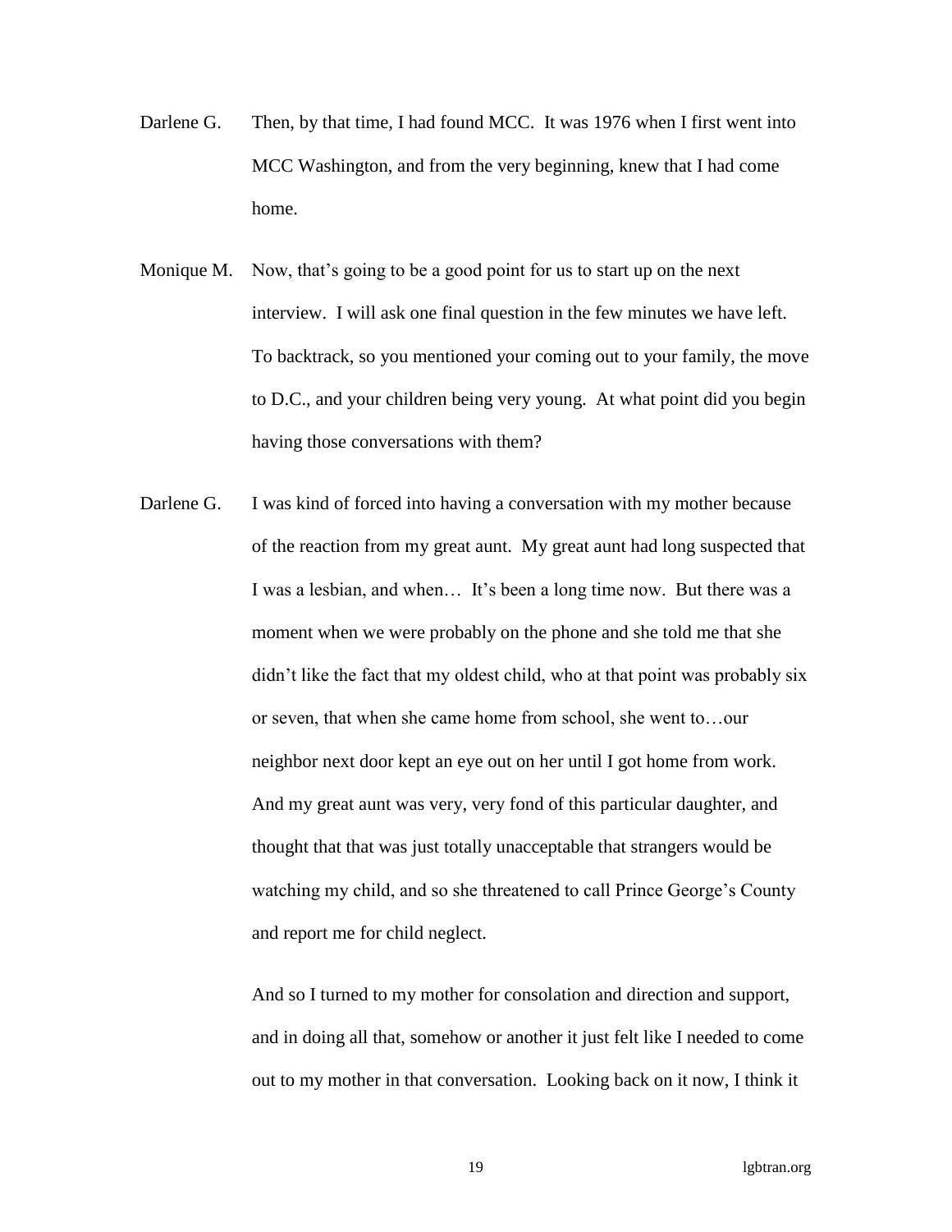Darlene G. Then, by that time, I had found MCC. It was 1976 when I first went into MCC Washington, and from the very beginning, knew that I had come home.

Monique M. Now, that's going to be a good point for us to start up on the next interview. I will ask one final question in the few minutes we have left. To backtrack, so you mentioned your coming out to your family, the move to D.C., and your children being very young. At what point did you begin having those conversations with them?

Darlene G. I was kind of forced into having a conversation with my mother because of the reaction from my great aunt. My great aunt had long suspected that I was a lesbian, and when… It's been a long time now. But there was a moment when we were probably on the phone and she told me that she didn't like the fact that my oldest child, who at that point was probably six or seven, that when she came home from school, she went to…our neighbor next door kept an eye out on her until I got home from work. And my great aunt was very, very fond of this particular daughter, and thought that that was just totally unacceptable that strangers would be watching my child, and so she threatened to call Prince George's County and report me for child neglect.

And so I turned to my mother for consolation and direction and support, and in doing all that, somehow or another it just felt like I needed to come out to my mother in that conversation. Looking back on it now, I think it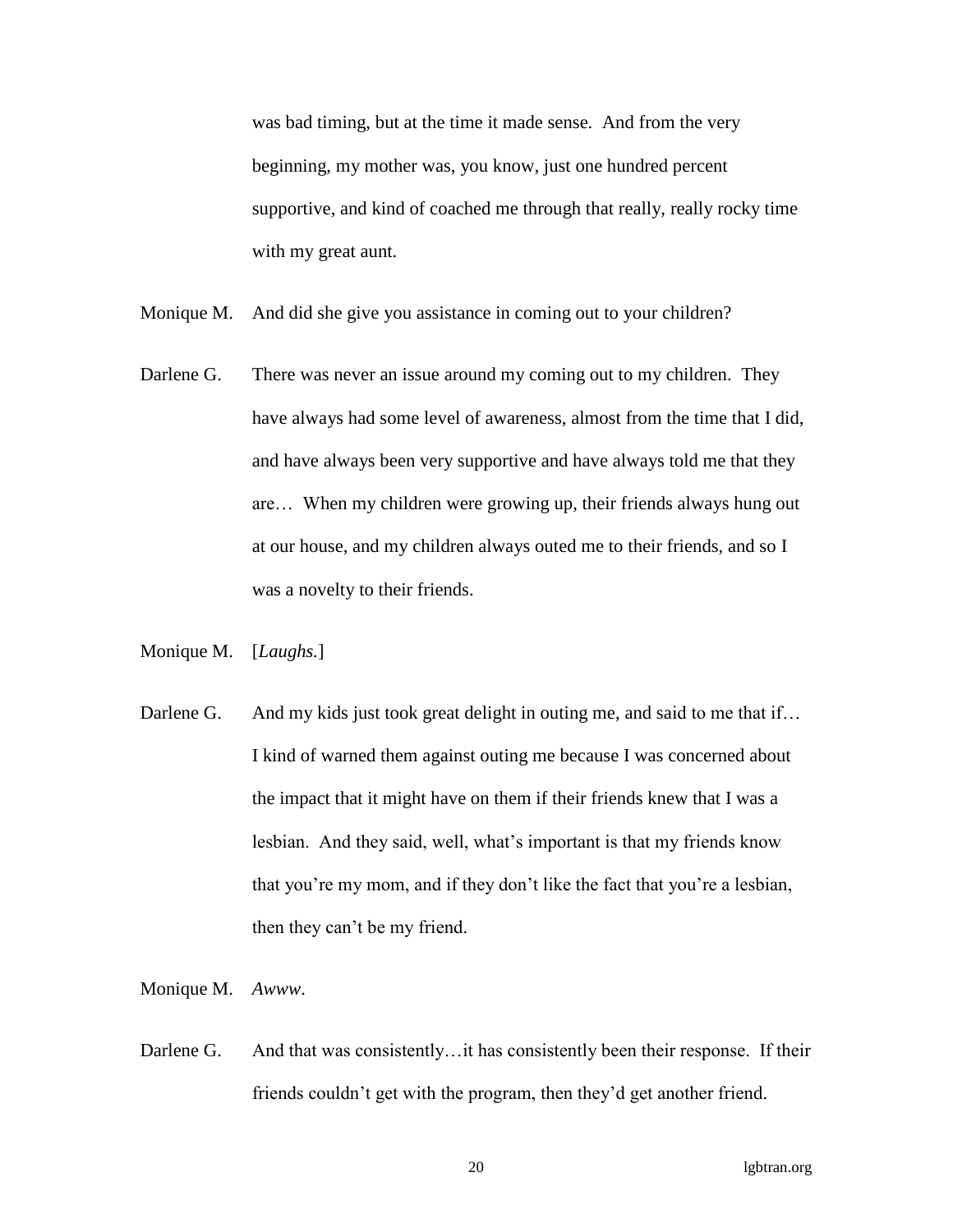was bad timing, but at the time it made sense. And from the very beginning, my mother was, you know, just one hundred percent supportive, and kind of coached me through that really, really rocky time with my great aunt.

Monique M. And did she give you assistance in coming out to your children?

Darlene G. There was never an issue around my coming out to my children. They have always had some level of awareness, almost from the time that I did, and have always been very supportive and have always told me that they are… When my children were growing up, their friends always hung out at our house, and my children always outed me to their friends, and so I was a novelty to their friends.

Monique M. [*Laughs.*]

Darlene G. And my kids just took great delight in outing me, and said to me that if… I kind of warned them against outing me because I was concerned about the impact that it might have on them if their friends knew that I was a lesbian. And they said, well, what's important is that my friends know that you're my mom, and if they don't like the fact that you're a lesbian, then they can't be my friend.

Monique M. *Awww*.

Darlene G. And that was consistently…it has consistently been their response. If their friends couldn't get with the program, then they'd get another friend.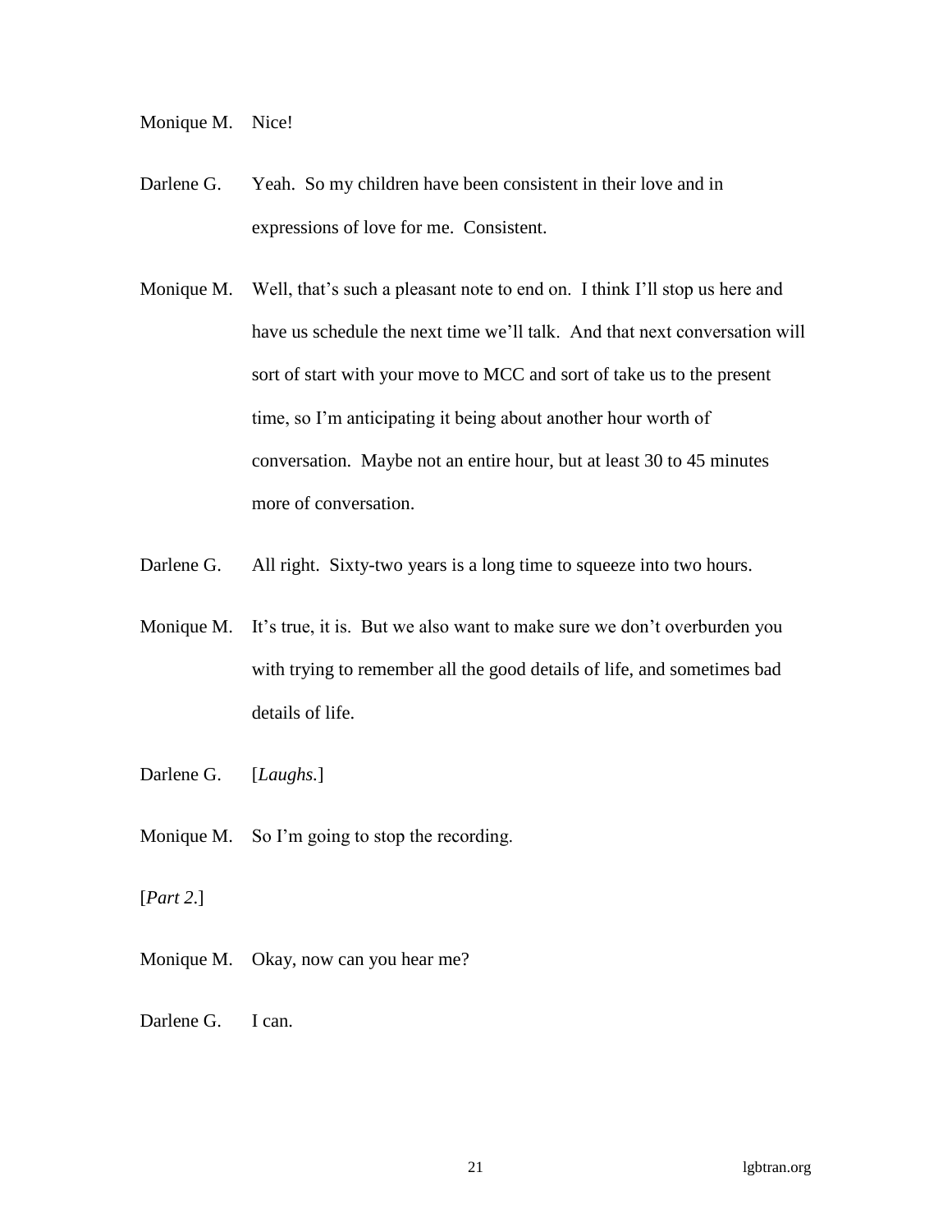Monique M. Nice!

Darlene G. Yeah. So my children have been consistent in their love and in expressions of love for me. Consistent.

Monique M. Well, that's such a pleasant note to end on. I think I'll stop us here and have us schedule the next time we'll talk. And that next conversation will sort of start with your move to MCC and sort of take us to the present time, so I'm anticipating it being about another hour worth of conversation. Maybe not an entire hour, but at least 30 to 45 minutes more of conversation.

Darlene G. All right. Sixty-two years is a long time to squeeze into two hours.

Monique M. It's true, it is. But we also want to make sure we don't overburden you with trying to remember all the good details of life, and sometimes bad details of life.

Darlene G. [*Laughs.*]

Monique M. So I'm going to stop the recording.

[*Part 2.*]

Monique M. Okay, now can you hear me?

Darlene G. I can.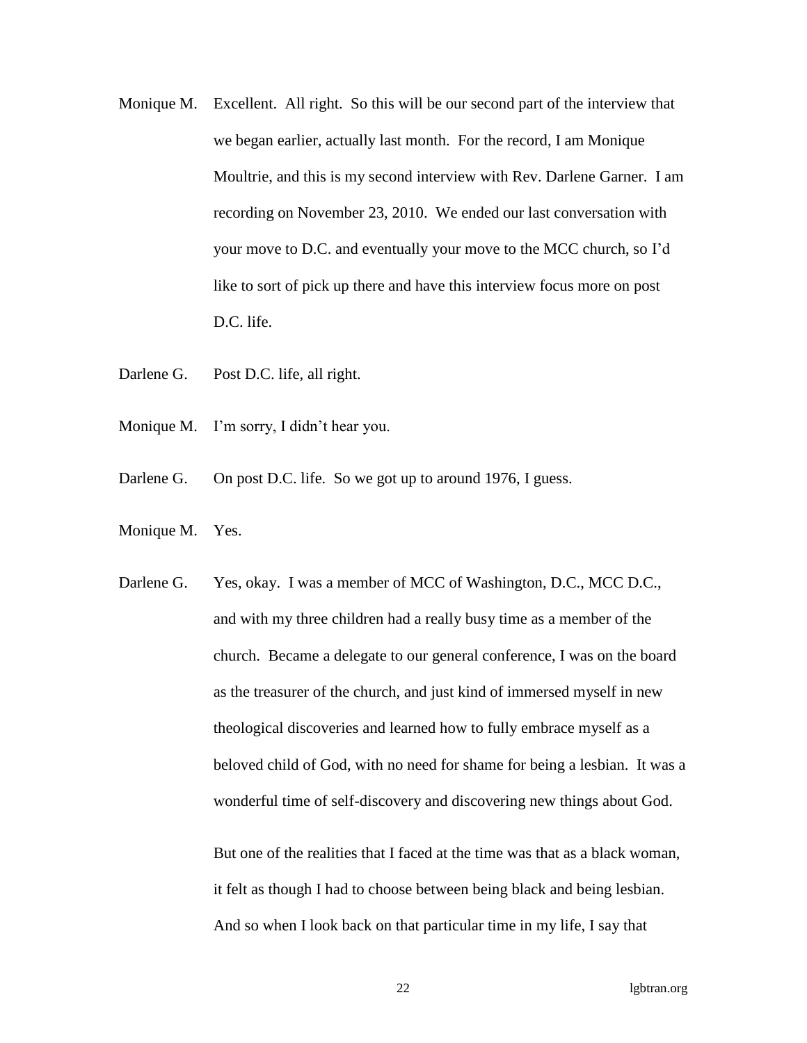Monique M. Excellent. All right. So this will be our second part of the interview that we began earlier, actually last month. For the record, I am Monique Moultrie, and this is my second interview with Rev. Darlene Garner. I am recording on November 23, 2010. We ended our last conversation with your move to D.C. and eventually your move to the MCC church, so I'd like to sort of pick up there and have this interview focus more on post D.C. life.

Darlene G. Post D.C. life, all right.

Monique M. I'm sorry, I didn't hear you.

Darlene G. On post D.C. life. So we got up to around 1976, I guess.

Monique M. Yes.

Darlene G. Yes, okay. I was a member of MCC of Washington, D.C., MCC D.C., and with my three children had a really busy time as a member of the church. Became a delegate to our general conference, I was on the board as the treasurer of the church, and just kind of immersed myself in new theological discoveries and learned how to fully embrace myself as a beloved child of God, with no need for shame for being a lesbian. It was a wonderful time of self-discovery and discovering new things about God.

But one of the realities that I faced at the time was that as a black woman, it felt as though I had to choose between being black and being lesbian. And so when I look back on that particular time in my life, I say that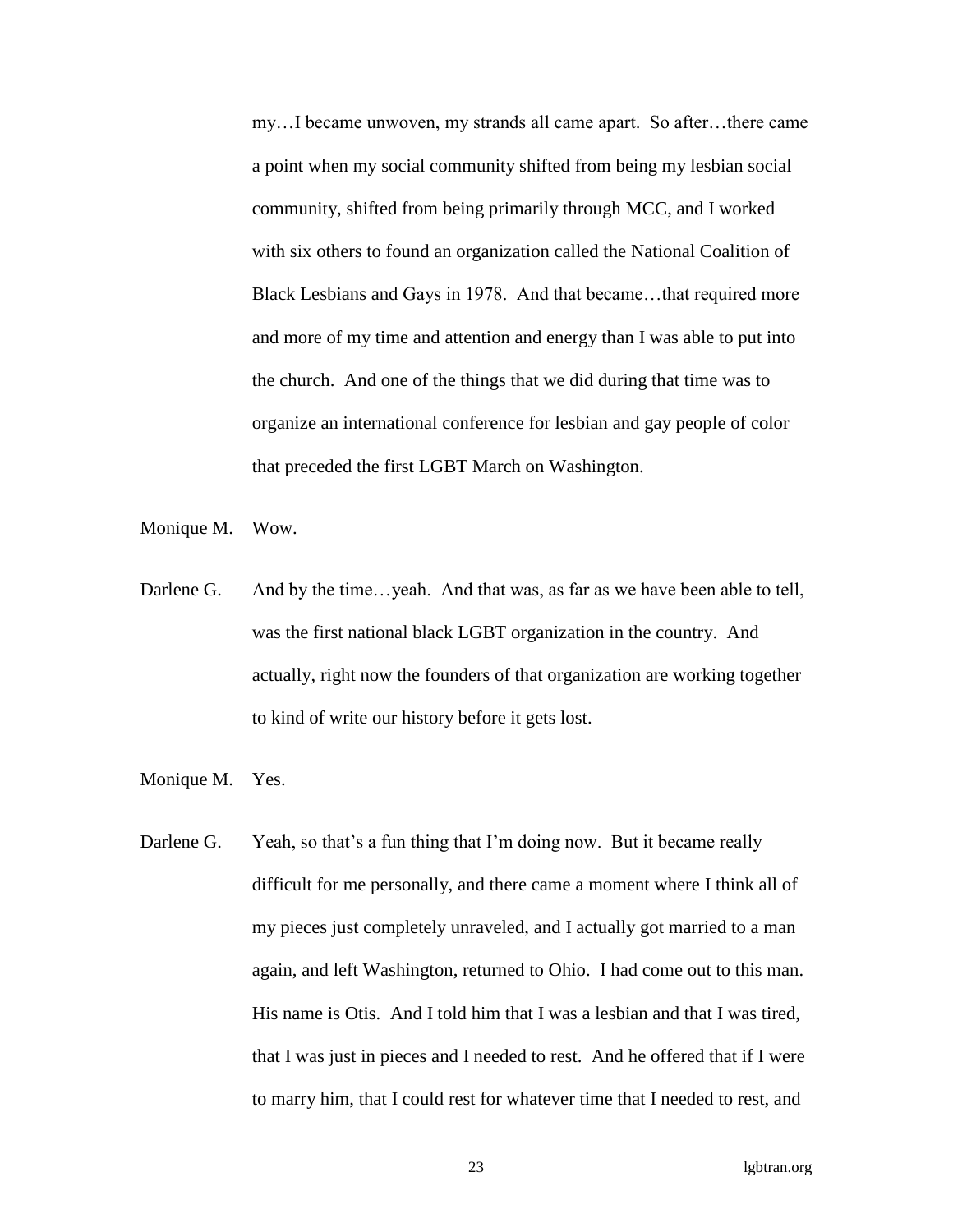my…I became unwoven, my strands all came apart. So after…there came a point when my social community shifted from being my lesbian social community, shifted from being primarily through MCC, and I worked with six others to found an organization called the National Coalition of Black Lesbians and Gays in 1978. And that became…that required more and more of my time and attention and energy than I was able to put into the church. And one of the things that we did during that time was to organize an international conference for lesbian and gay people of color that preceded the first LGBT March on Washington.

Monique M. Wow.

Darlene G. And by the time…yeah. And that was, as far as we have been able to tell, was the first national black LGBT organization in the country. And actually, right now the founders of that organization are working together to kind of write our history before it gets lost.

Monique M. Yes.

Darlene G. Yeah, so that's a fun thing that I'm doing now. But it became really difficult for me personally, and there came a moment where I think all of my pieces just completely unraveled, and I actually got married to a man again, and left Washington, returned to Ohio. I had come out to this man. His name is Otis. And I told him that I was a lesbian and that I was tired, that I was just in pieces and I needed to rest. And he offered that if I were to marry him, that I could rest for whatever time that I needed to rest, and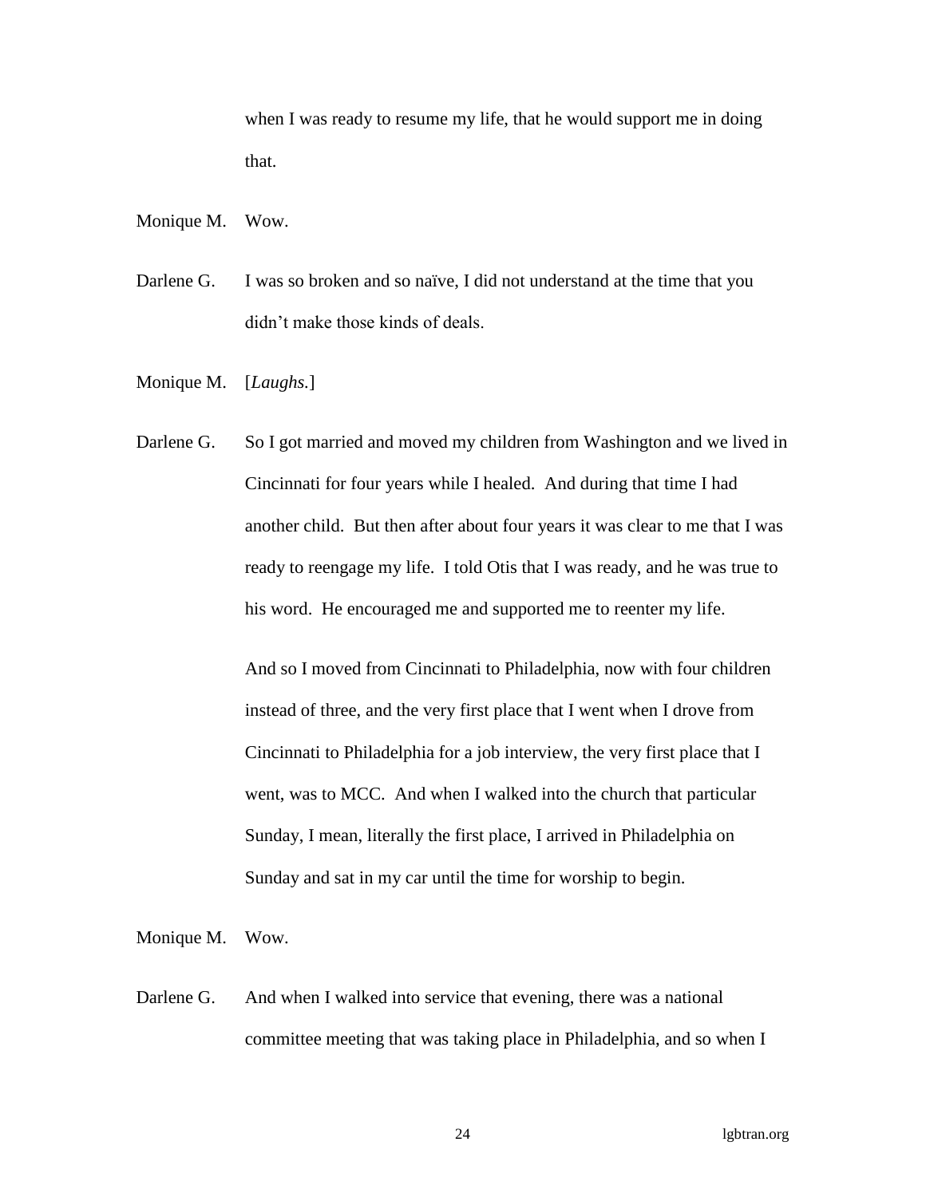when I was ready to resume my life, that he would support me in doing that.

Monique M. Wow.

Darlene G. I was so broken and so naïve, I did not understand at the time that you didn't make those kinds of deals.

Monique M. [*Laughs.*]

Darlene G. So I got married and moved my children from Washington and we lived in Cincinnati for four years while I healed. And during that time I had another child. But then after about four years it was clear to me that I was ready to reengage my life. I told Otis that I was ready, and he was true to his word. He encouraged me and supported me to reenter my life.

And so I moved from Cincinnati to Philadelphia, now with four children instead of three, and the very first place that I went when I drove from Cincinnati to Philadelphia for a job interview, the very first place that I went, was to MCC. And when I walked into the church that particular Sunday, I mean, literally the first place, I arrived in Philadelphia on Sunday and sat in my car until the time for worship to begin.

Monique M. Wow.

Darlene G. And when I walked into service that evening, there was a national committee meeting that was taking place in Philadelphia, and so when I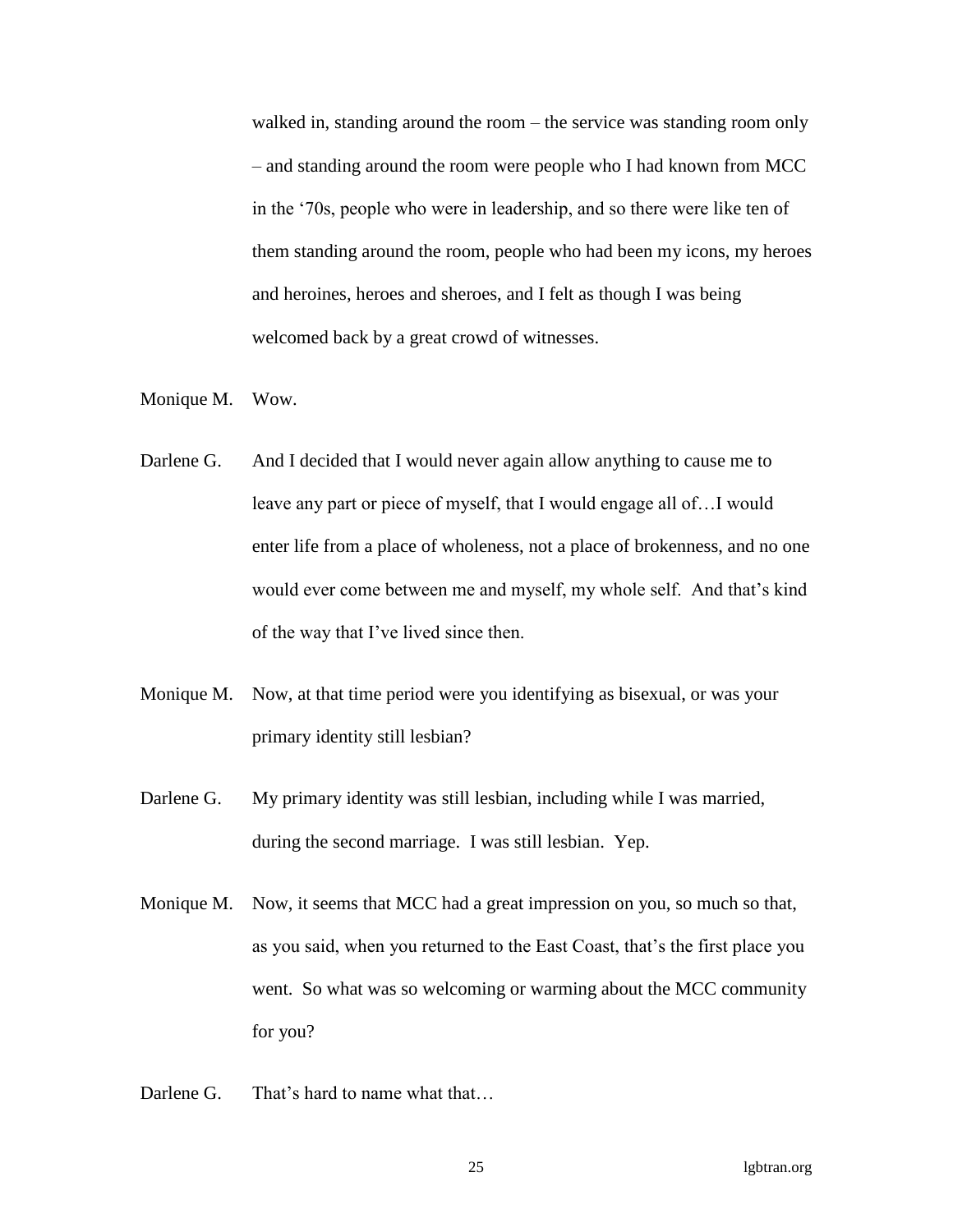walked in, standing around the room – the service was standing room only – and standing around the room were people who I had known from MCC in the '70s, people who were in leadership, and so there were like ten of them standing around the room, people who had been my icons, my heroes and heroines, heroes and sheroes, and I felt as though I was being welcomed back by a great crowd of witnesses.

Monique M. Wow.

Darlene G. And I decided that I would never again allow anything to cause me to leave any part or piece of myself, that I would engage all of…I would enter life from a place of wholeness, not a place of brokenness, and no one would ever come between me and myself, my whole self. And that's kind of the way that I've lived since then.

Monique M. Now, at that time period were you identifying as bisexual, or was your primary identity still lesbian?

Darlene G. My primary identity was still lesbian, including while I was married, during the second marriage. I was still lesbian. Yep.

Monique M. Now, it seems that MCC had a great impression on you, so much so that, as you said, when you returned to the East Coast, that's the first place you went. So what was so welcoming or warming about the MCC community for you?

Darlene G. That's hard to name what that…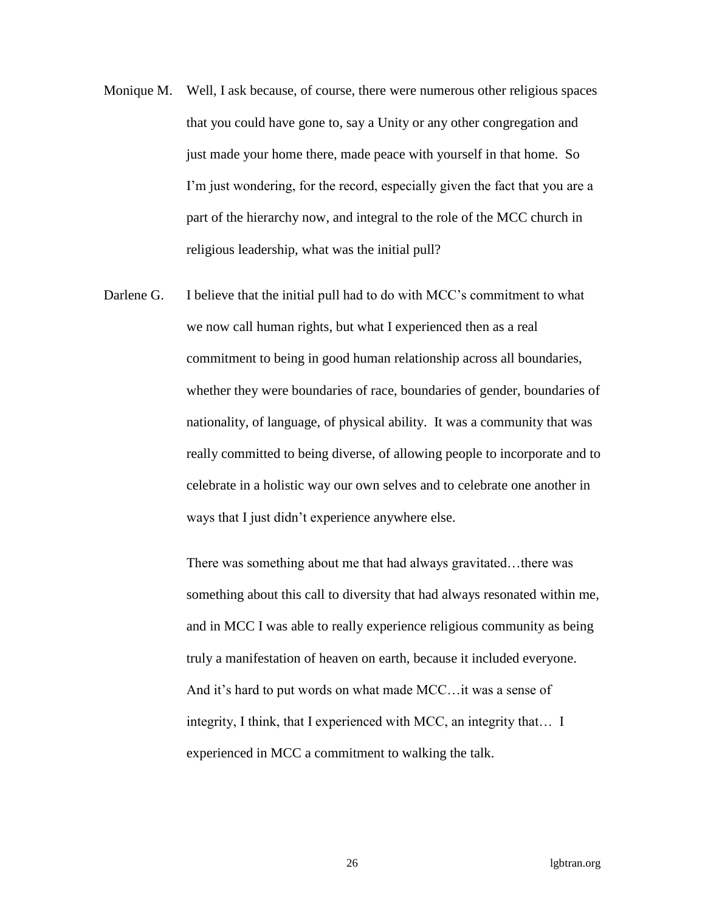Monique M. Well, I ask because, of course, there were numerous other religious spaces that you could have gone to, say a Unity or any other congregation and just made your home there, made peace with yourself in that home. So I'm just wondering, for the record, especially given the fact that you are a part of the hierarchy now, and integral to the role of the MCC church in religious leadership, what was the initial pull?

Darlene G. I believe that the initial pull had to do with MCC's commitment to what we now call human rights, but what I experienced then as a real commitment to being in good human relationship across all boundaries, whether they were boundaries of race, boundaries of gender, boundaries of nationality, of language, of physical ability. It was a community that was really committed to being diverse, of allowing people to incorporate and to celebrate in a holistic way our own selves and to celebrate one another in ways that I just didn't experience anywhere else.

There was something about me that had always gravitated…there was something about this call to diversity that had always resonated within me, and in MCC I was able to really experience religious community as being truly a manifestation of heaven on earth, because it included everyone. And it's hard to put words on what made MCC…it was a sense of integrity, I think, that I experienced with MCC, an integrity that… I experienced in MCC a commitment to walking the talk.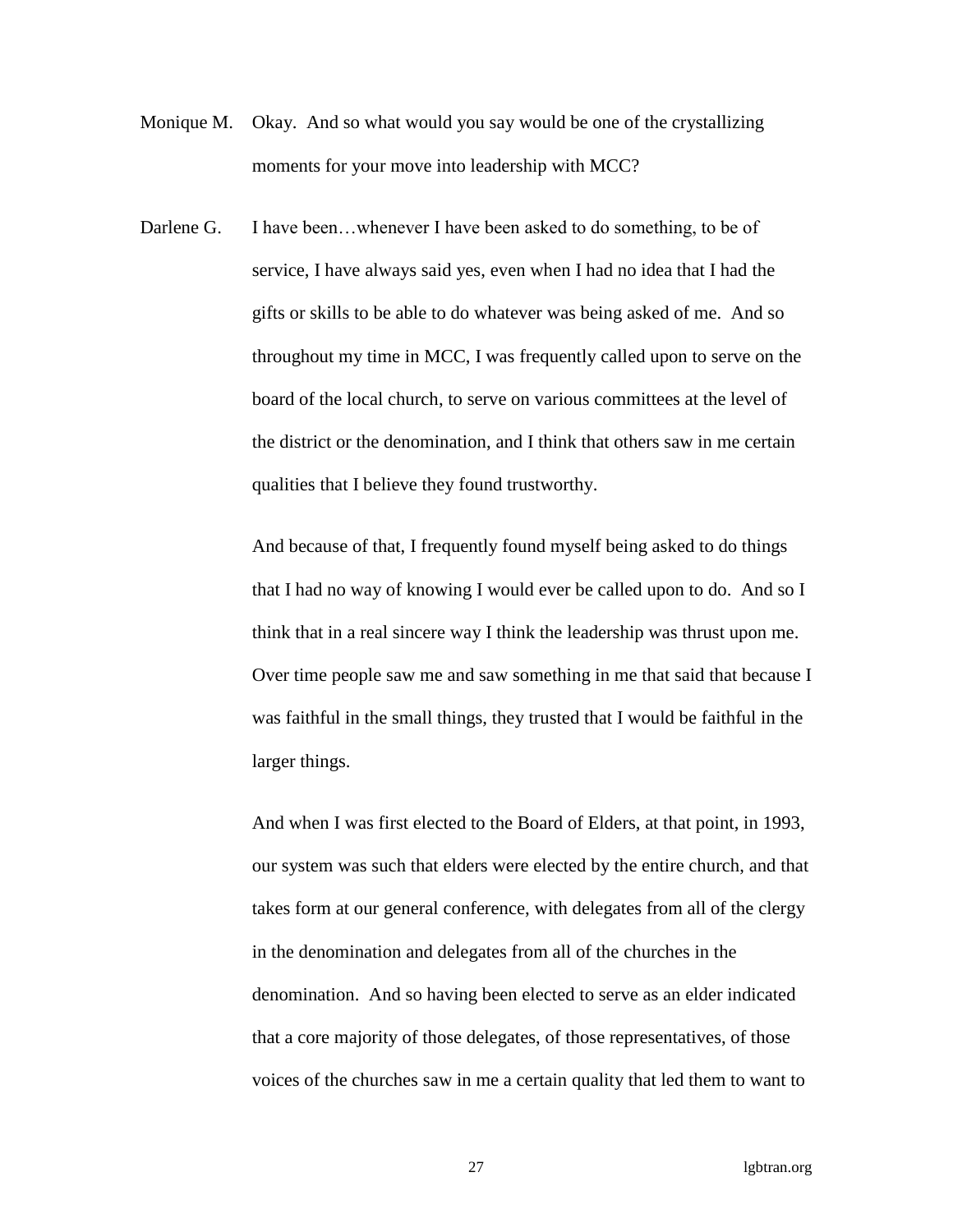Monique M. Okay. And so what would you say would be one of the crystallizing moments for your move into leadership with MCC?

Darlene G. I have been…whenever I have been asked to do something, to be of service, I have always said yes, even when I had no idea that I had the gifts or skills to be able to do whatever was being asked of me. And so throughout my time in MCC, I was frequently called upon to serve on the board of the local church, to serve on various committees at the level of the district or the denomination, and I think that others saw in me certain qualities that I believe they found trustworthy.

And because of that, I frequently found myself being asked to do things that I had no way of knowing I would ever be called upon to do. And so I think that in a real sincere way I think the leadership was thrust upon me. Over time people saw me and saw something in me that said that because I was faithful in the small things, they trusted that I would be faithful in the larger things.

And when I was first elected to the Board of Elders, at that point, in 1993, our system was such that elders were elected by the entire church, and that takes form at our general conference, with delegates from all of the clergy in the denomination and delegates from all of the churches in the denomination. And so having been elected to serve as an elder indicated that a core majority of those delegates, of those representatives, of those voices of the churches saw in me a certain quality that led them to want to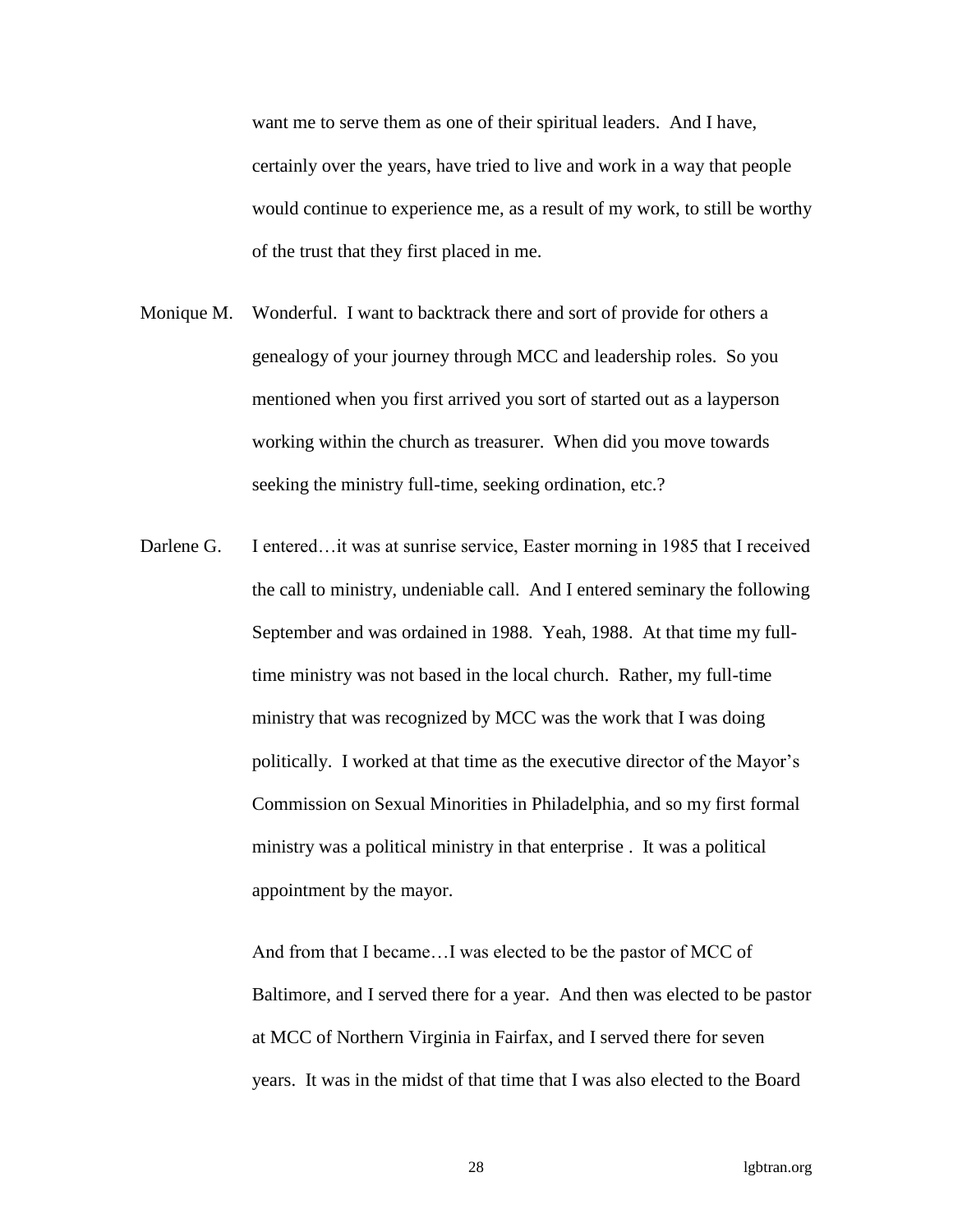want me to serve them as one of their spiritual leaders. And I have, certainly over the years, have tried to live and work in a way that people would continue to experience me, as a result of my work, to still be worthy of the trust that they first placed in me.

Monique M. Wonderful. I want to backtrack there and sort of provide for others a genealogy of your journey through MCC and leadership roles. So you mentioned when you first arrived you sort of started out as a layperson working within the church as treasurer. When did you move towards seeking the ministry full-time, seeking ordination, etc.?

Darlene G. I entered…it was at sunrise service, Easter morning in 1985 that I received the call to ministry, undeniable call. And I entered seminary the following September and was ordained in 1988. Yeah, 1988. At that time my full-time ministry was not based in the local church. Rather, my full-time ministry that was recognized by MCC was the work that I was doing politically. I worked at that time as the executive director of the Mayor's Commission on Sexual Minorities in Philadelphia, and so my first formal ministry was a political ministry in that enterprise . It was a political appointment by the mayor.

And from that I became…I was elected to be the pastor of MCC of Baltimore, and I served there for a year. And then was elected to be pastor at MCC of Northern Virginia in Fairfax, and I served there for seven years. It was in the midst of that time that I was also elected to the Board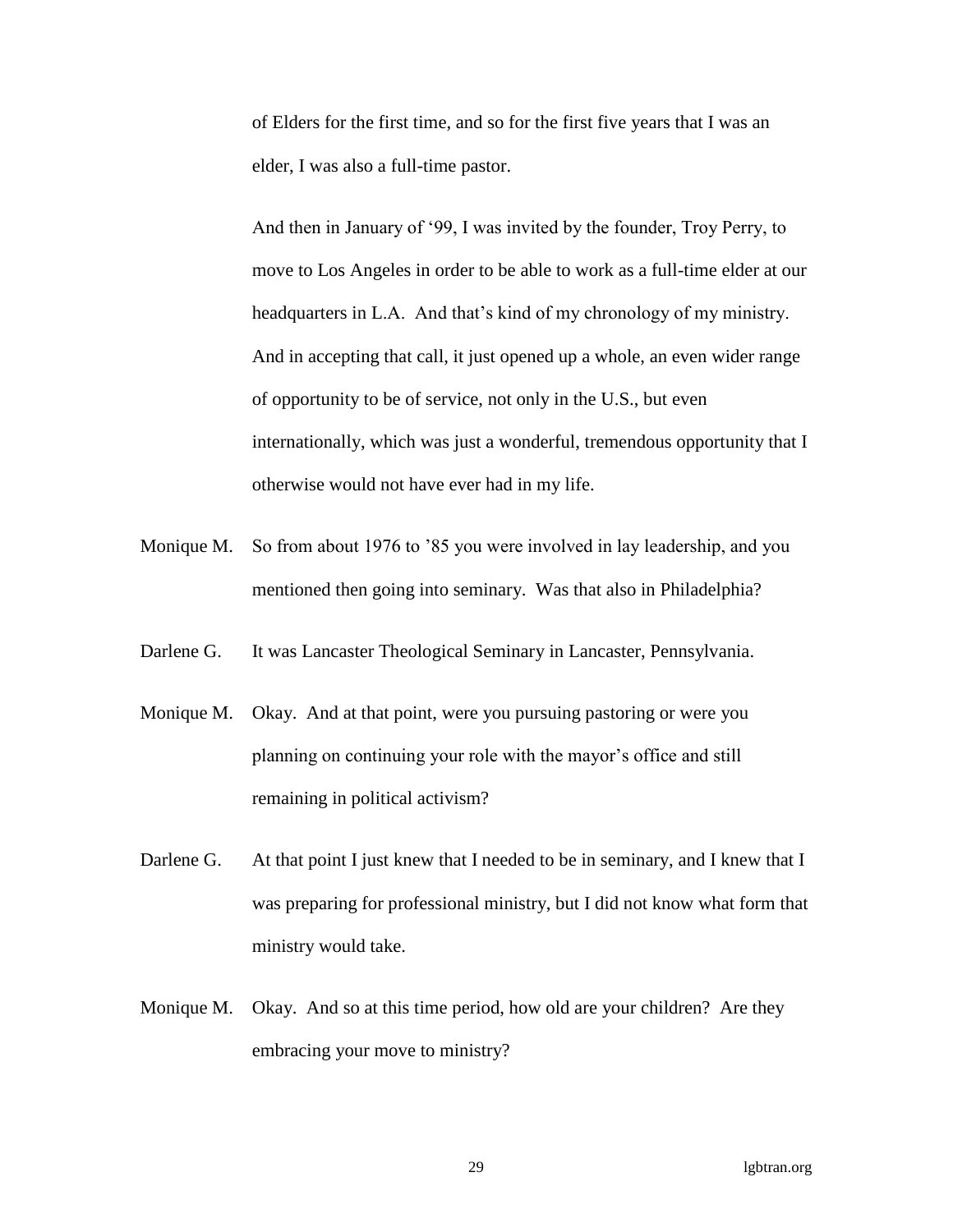of Elders for the first time, and so for the first five years that I was an elder, I was also a full-time pastor.

And then in January of '99, I was invited by the founder, Troy Perry, to move to Los Angeles in order to be able to work as a full-time elder at our headquarters in L.A. And that's kind of my chronology of my ministry. And in accepting that call, it just opened up a whole, an even wider range of opportunity to be of service, not only in the U.S., but even internationally, which was just a wonderful, tremendous opportunity that I otherwise would not have ever had in my life.

Monique M. So from about 1976 to '85 you were involved in lay leadership, and you mentioned then going into seminary. Was that also in Philadelphia?

Darlene G. It was Lancaster Theological Seminary in Lancaster, Pennsylvania.

Monique M. Okay. And at that point, were you pursuing pastoring or were you planning on continuing your role with the mayor's office and still remaining in political activism?

Darlene G. At that point I just knew that I needed to be in seminary, and I knew that I was preparing for professional ministry, but I did not know what form that ministry would take.

Monique M. Okay. And so at this time period, how old are your children? Are they embracing your move to ministry?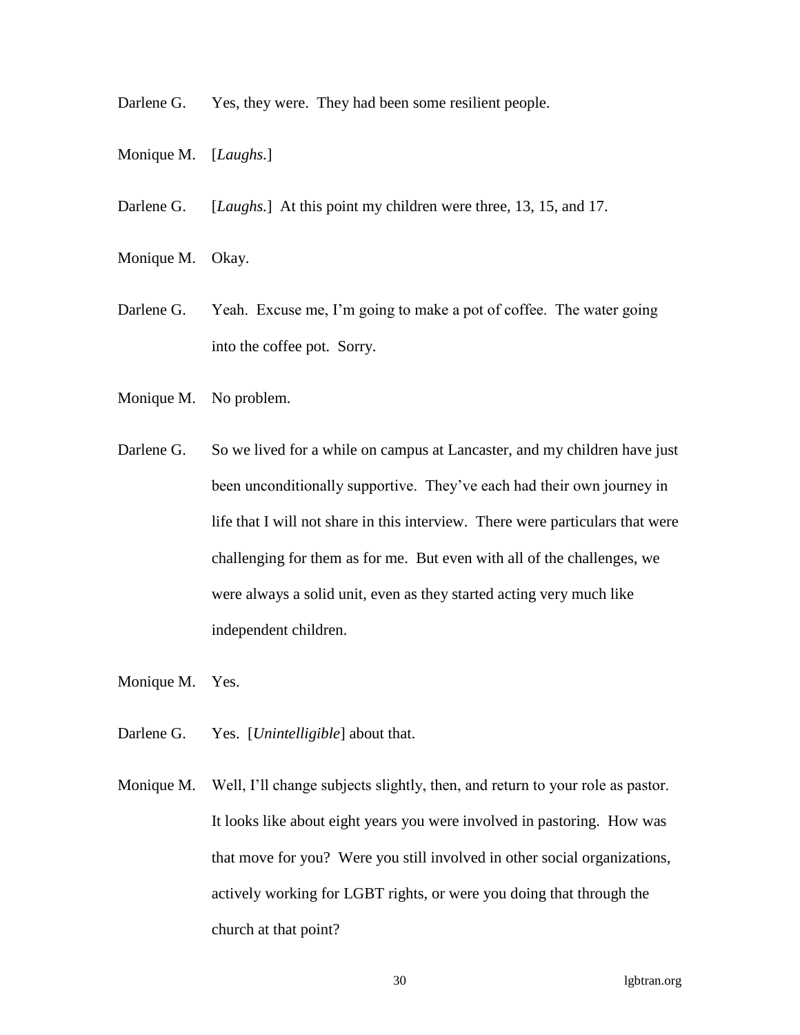Darlene G. Yes, they were. They had been some resilient people.

Monique M. [*Laughs.*]

Darlene G. [*Laughs.*] At this point my children were three, 13, 15, and 17.

Monique M. Okay.

Darlene G. Yeah. Excuse me, I'm going to make a pot of coffee. The water going into the coffee pot. Sorry.

Monique M. No problem.

Darlene G. So we lived for a while on campus at Lancaster, and my children have just been unconditionally supportive. They've each had their own journey in life that I will not share in this interview. There were particulars that were challenging for them as for me. But even with all of the challenges, we were always a solid unit, even as they started acting very much like independent children.

Monique M. Yes.

Darlene G. Yes. [*Unintelligible*] about that.

Monique M. Well, I'll change subjects slightly, then, and return to your role as pastor. It looks like about eight years you were involved in pastoring. How was that move for you? Were you still involved in other social organizations, actively working for LGBT rights, or were you doing that through the church at that point?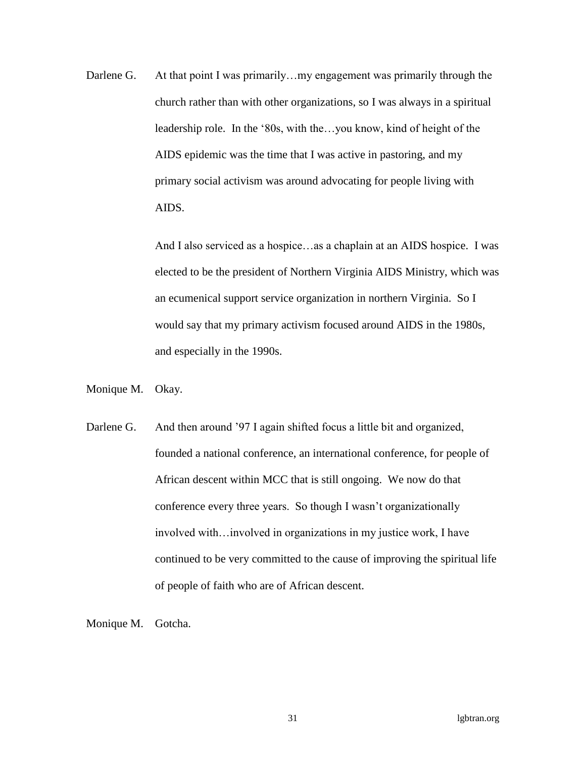Darlene G. At that point I was primarily…my engagement was primarily through the church rather than with other organizations, so I was always in a spiritual leadership role. In the '80s, with the…you know, kind of height of the AIDS epidemic was the time that I was active in pastoring, and my primary social activism was around advocating for people living with AIDS.

And I also serviced as a hospice…as a chaplain at an AIDS hospice. I was elected to be the president of Northern Virginia AIDS Ministry, which was an ecumenical support service organization in northern Virginia. So I would say that my primary activism focused around AIDS in the 1980s, and especially in the 1990s.

Monique M. Okay.

Darlene G. And then around '97 I again shifted focus a little bit and organized, founded a national conference, an international conference, for people of African descent within MCC that is still ongoing. We now do that conference every three years. So though I wasn't organizationally involved with…involved in organizations in my justice work, I have continued to be very committed to the cause of improving the spiritual life of people of faith who are of African descent.

Monique M. Gotcha.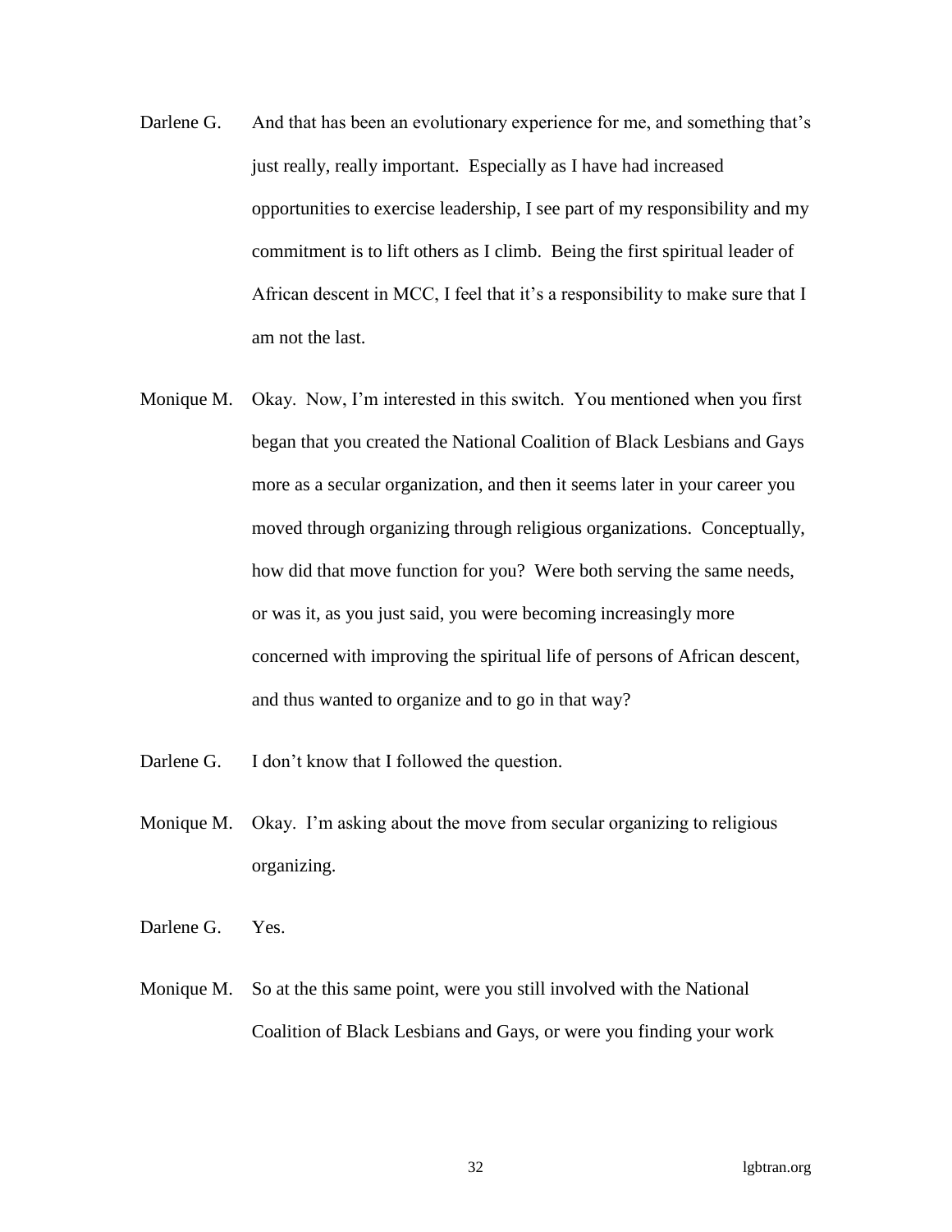Darlene G. And that has been an evolutionary experience for me, and something that's just really, really important. Especially as I have had increased opportunities to exercise leadership, I see part of my responsibility and my commitment is to lift others as I climb. Being the first spiritual leader of African descent in MCC, I feel that it's a responsibility to make sure that I am not the last.

Monique M. Okay. Now, I'm interested in this switch. You mentioned when you first began that you created the National Coalition of Black Lesbians and Gays more as a secular organization, and then it seems later in your career you moved through organizing through religious organizations. Conceptually, how did that move function for you? Were both serving the same needs, or was it, as you just said, you were becoming increasingly more concerned with improving the spiritual life of persons of African descent, and thus wanted to organize and to go in that way?

Darlene G. I don't know that I followed the question.

Monique M. Okay. I'm asking about the move from secular organizing to religious organizing.

Darlene G. Yes.

Monique M. So at the this same point, were you still involved with the National Coalition of Black Lesbians and Gays, or were you finding your work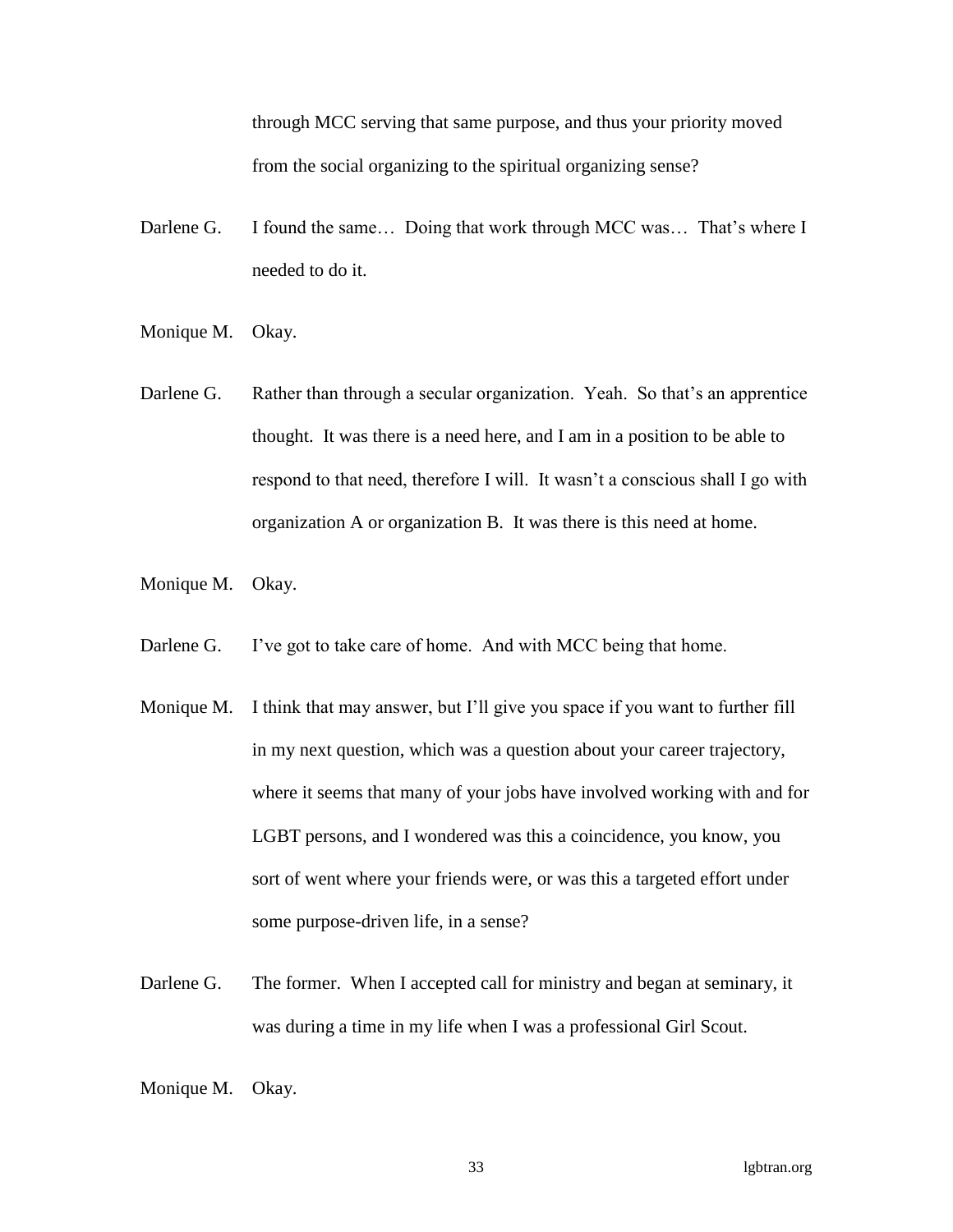through MCC serving that same purpose, and thus your priority moved from the social organizing to the spiritual organizing sense?

Darlene G. I found the same… Doing that work through MCC was… That's where I needed to do it.

Monique M. Okay.

Darlene G. Rather than through a secular organization. Yeah. So that's an apprentice thought. It was there is a need here, and I am in a position to be able to respond to that need, therefore I will. It wasn't a conscious shall I go with organization A or organization B. It was there is this need at home.

Monique M. Okay.

Darlene G. I've got to take care of home. And with MCC being that home.

Monique M. I think that may answer, but I'll give you space if you want to further fill in my next question, which was a question about your career trajectory, where it seems that many of your jobs have involved working with and for LGBT persons, and I wondered was this a coincidence, you know, you sort of went where your friends were, or was this a targeted effort under some purpose-driven life, in a sense?

Darlene G. The former. When I accepted call for ministry and began at seminary, it was during a time in my life when I was a professional Girl Scout.

Monique M. Okay.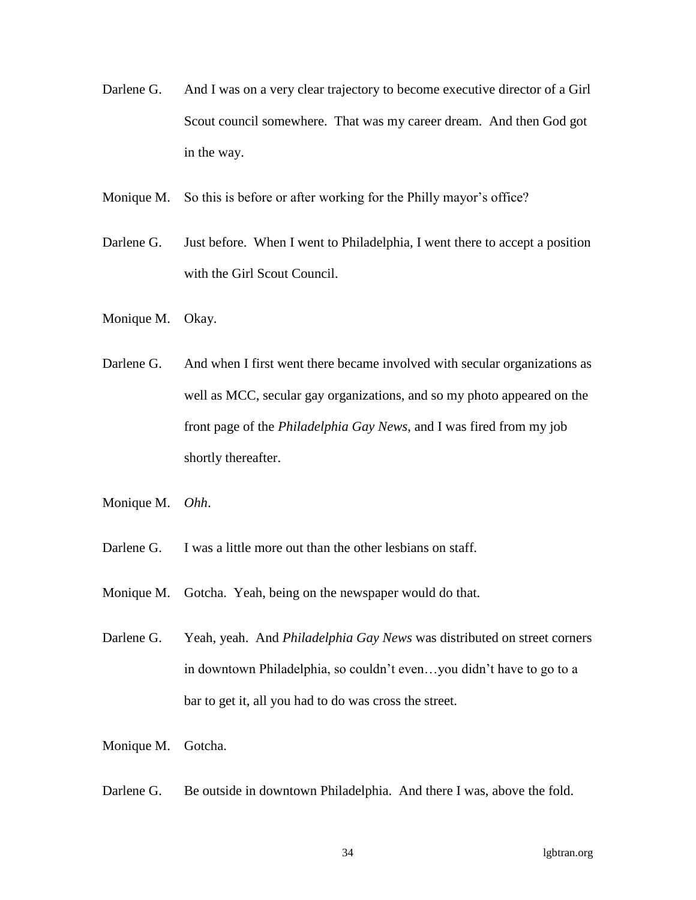Darlene G. And I was on a very clear trajectory to become executive director of a Girl Scout council somewhere. That was my career dream. And then God got in the way.

Monique M. So this is before or after working for the Philly mayor's office?

Darlene G. Just before. When I went to Philadelphia, I went there to accept a position with the Girl Scout Council.

Monique M. Okay.

Darlene G. And when I first went there became involved with secular organizations as well as MCC, secular gay organizations, and so my photo appeared on the front page of the *Philadelphia Gay News*, and I was fired from my job shortly thereafter.

Monique M. *Ohh*.

Darlene G. I was a little more out than the other lesbians on staff.

Monique M. Gotcha. Yeah, being on the newspaper would do that.

Darlene G. Yeah, yeah. And *Philadelphia Gay News* was distributed on street corners in downtown Philadelphia, so couldn't even…you didn't have to go to a bar to get it, all you had to do was cross the street.

Monique M. Gotcha.

Darlene G. Be outside in downtown Philadelphia. And there I was, above the fold.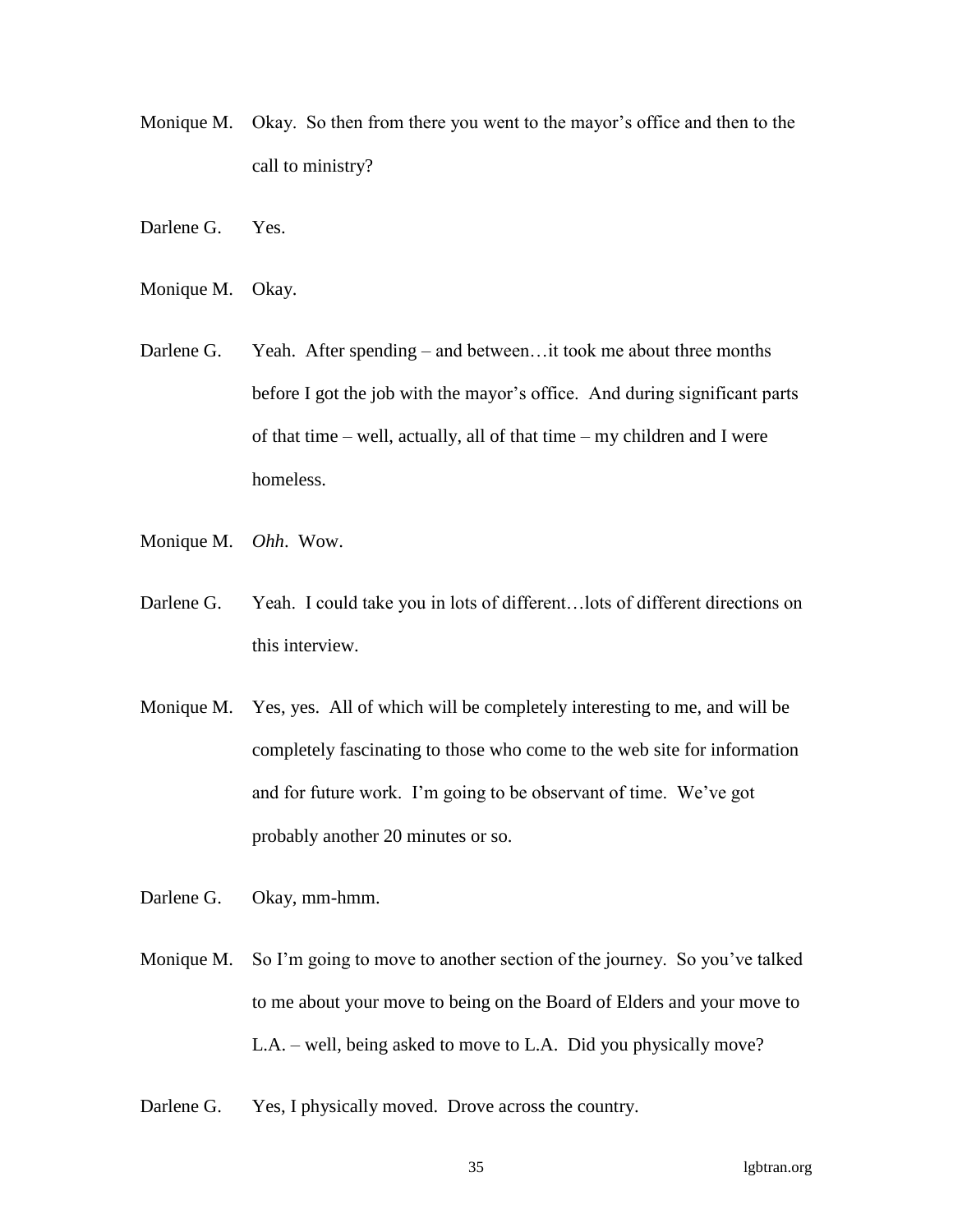Monique M. Okay. So then from there you went to the mayor's office and then to the call to ministry?

Darlene G. Yes.

Monique M. Okay.

Darlene G. Yeah. After spending – and between…it took me about three months before I got the job with the mayor's office. And during significant parts of that time – well, actually, all of that time – my children and I were homeless.

Monique M. *Ohh*. Wow.

Darlene G. Yeah. I could take you in lots of different…lots of different directions on this interview.

Monique M. Yes, yes. All of which will be completely interesting to me, and will be completely fascinating to those who come to the web site for information and for future work. I'm going to be observant of time. We've got probably another 20 minutes or so.

Darlene G. Okay, mm-hmm.

Monique M. So I'm going to move to another section of the journey. So you've talked to me about your move to being on the Board of Elders and your move to L.A. – well, being asked to move to L.A. Did you physically move?

Darlene G. Yes, I physically moved. Drove across the country.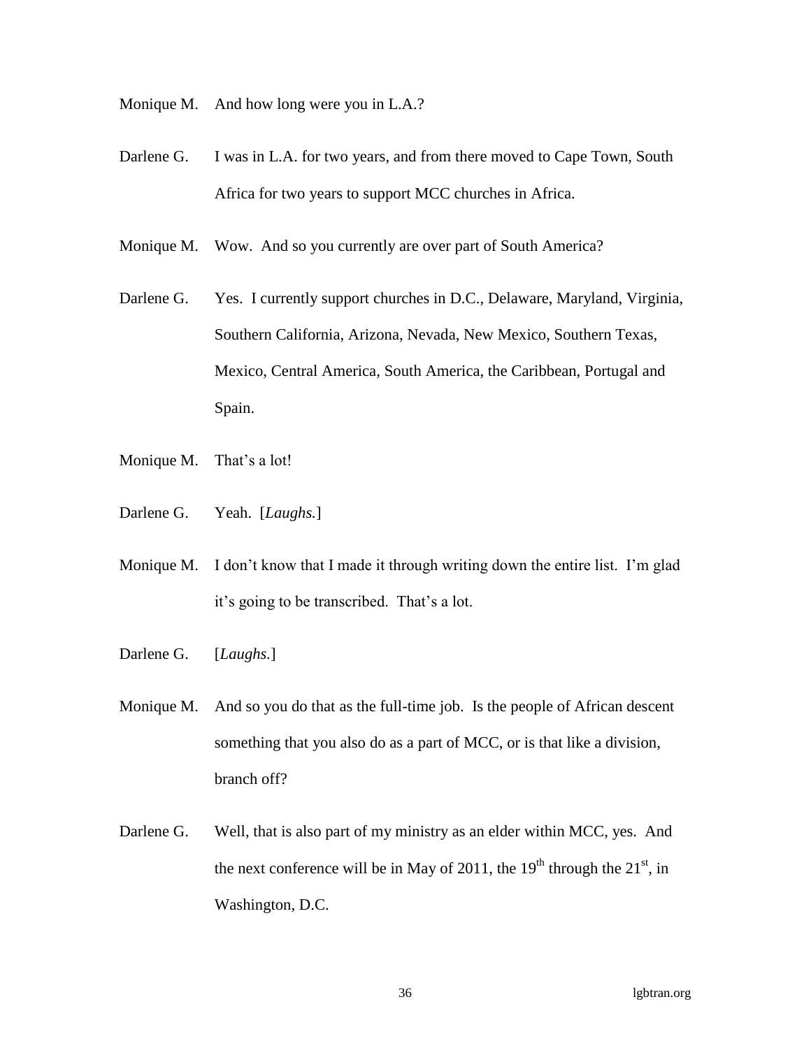Monique M. And how long were you in L.A.?

Darlene G. I was in L.A. for two years, and from there moved to Cape Town, South Africa for two years to support MCC churches in Africa.

Monique M. Wow. And so you currently are over part of South America?

Darlene G. Yes. I currently support churches in D.C., Delaware, Maryland, Virginia, Southern California, Arizona, Nevada, New Mexico, Southern Texas, Mexico, Central America, South America, the Caribbean, Portugal and Spain.

Monique M. That's a lot!

Darlene G. Yeah. [*Laughs.*]

Monique M. I don't know that I made it through writing down the entire list. I'm glad it's going to be transcribed. That's a lot.

Darlene G. [*Laughs.*]

Monique M. And so you do that as the full-time job. Is the people of African descent something that you also do as a part of MCC, or is that like a division, branch off?

Darlene G. Well, that is also part of my ministry as an elder within MCC, yes. And the next conference will be in May of 2011, the 19th through the 21st, in Washington, D.C.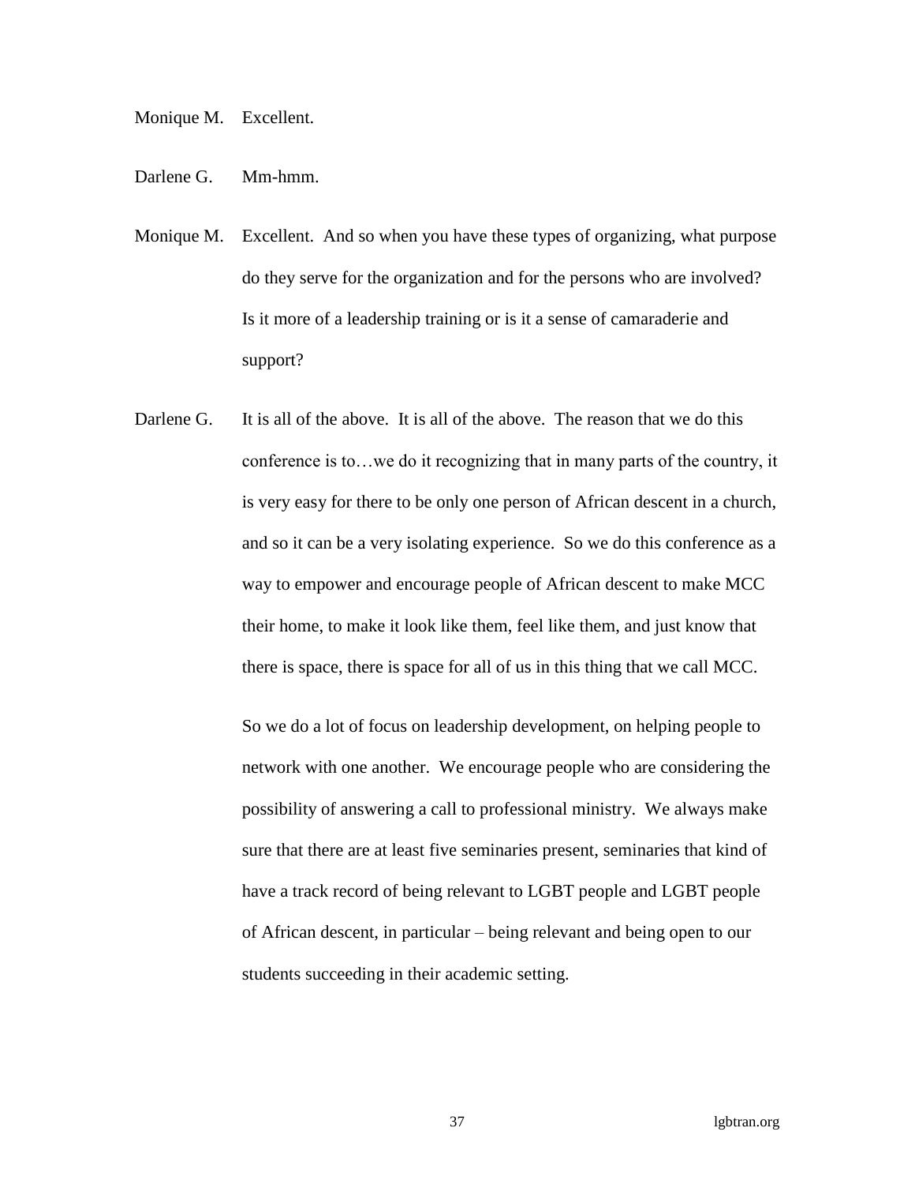Monique M. Excellent.

Darlene G. Mm-hmm.

Monique M. Excellent. And so when you have these types of organizing, what purpose do they serve for the organization and for the persons who are involved? Is it more of a leadership training or is it a sense of camaraderie and support?

Darlene G. It is all of the above. It is all of the above. The reason that we do this conference is to…we do it recognizing that in many parts of the country, it is very easy for there to be only one person of African descent in a church, and so it can be a very isolating experience. So we do this conference as a way to empower and encourage people of African descent to make MCC their home, to make it look like them, feel like them, and just know that there is space, there is space for all of us in this thing that we call MCC.

So we do a lot of focus on leadership development, on helping people to network with one another. We encourage people who are considering the possibility of answering a call to professional ministry. We always make sure that there are at least five seminaries present, seminaries that kind of have a track record of being relevant to LGBT people and LGBT people of African descent, in particular – being relevant and being open to our students succeeding in their academic setting.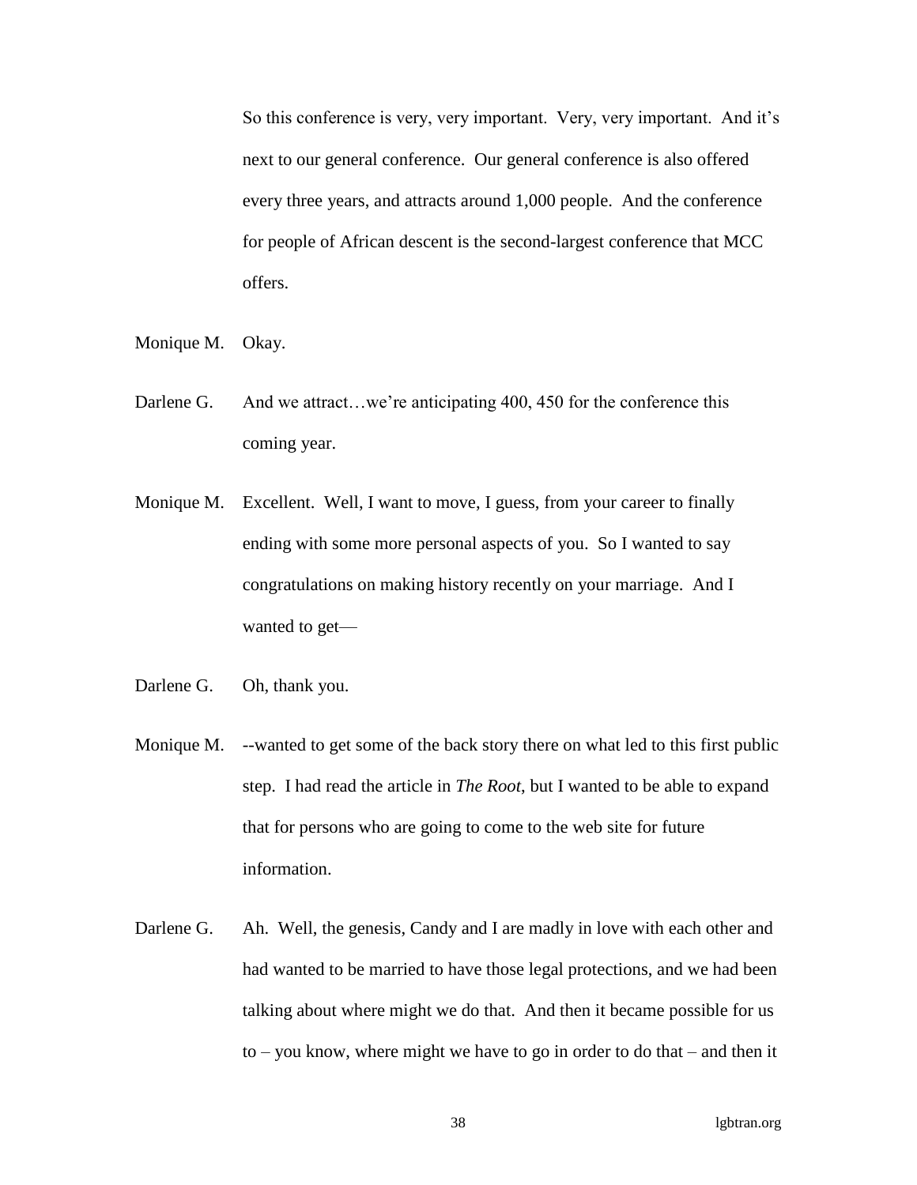So this conference is very, very important. Very, very important. And it's next to our general conference. Our general conference is also offered every three years, and attracts around 1,000 people. And the conference for people of African descent is the second-largest conference that MCC offers.

Monique M. Okay.

Darlene G. And we attract…we're anticipating 400, 450 for the conference this coming year.

Monique M. Excellent. Well, I want to move, I guess, from your career to finally ending with some more personal aspects of you. So I wanted to say congratulations on making history recently on your marriage. And I wanted to get—

Darlene G. Oh, thank you.

Monique M. --wanted to get some of the back story there on what led to this first public step. I had read the article in *The Root*, but I wanted to be able to expand that for persons who are going to come to the web site for future information.

Darlene G. Ah. Well, the genesis, Candy and I are madly in love with each other and had wanted to be married to have those legal protections, and we had been talking about where might we do that. And then it became possible for us to – you know, where might we have to go in order to do that – and then it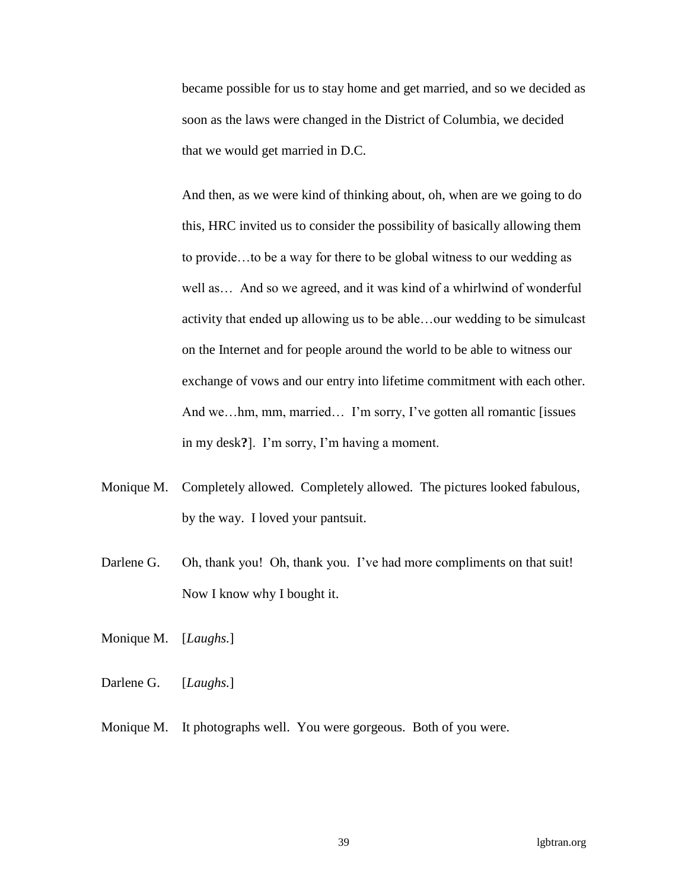became possible for us to stay home and get married, and so we decided as soon as the laws were changed in the District of Columbia, we decided that we would get married in D.C.

And then, as we were kind of thinking about, oh, when are we going to do this, HRC invited us to consider the possibility of basically allowing them to provide…to be a way for there to be global witness to our wedding as well as… And so we agreed, and it was kind of a whirlwind of wonderful activity that ended up allowing us to be able…our wedding to be simulcast on the Internet and for people around the world to be able to witness our exchange of vows and our entry into lifetime commitment with each other. And we…hm, mm, married… I'm sorry, I've gotten all romantic [issues in my desk**?**]. I'm sorry, I'm having a moment.

Monique M. Completely allowed. Completely allowed. The pictures looked fabulous, by the way. I loved your pantsuit.

Darlene G. Oh, thank you! Oh, thank you. I've had more compliments on that suit! Now I know why I bought it.

Monique M. [*Laughs.*]

Darlene G. [*Laughs.*]

Monique M. It photographs well. You were gorgeous. Both of you were.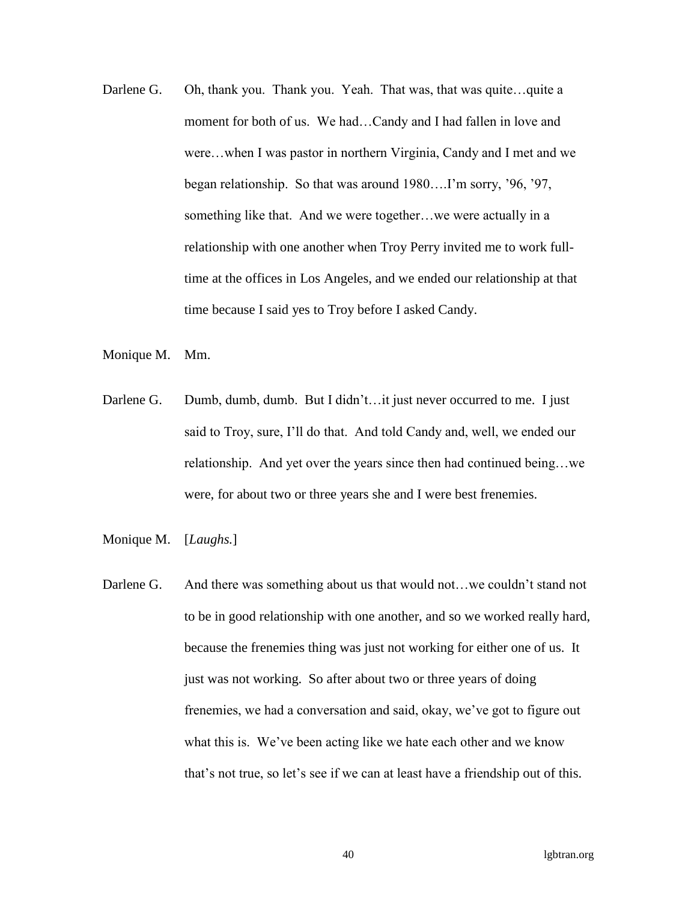Darlene G. Oh, thank you. Thank you. Yeah. That was, that was quite…quite a moment for both of us. We had…Candy and I had fallen in love and were…when I was pastor in northern Virginia, Candy and I met and we began relationship. So that was around 1980….I'm sorry, '96, '97, something like that. And we were together…we were actually in a relationship with one another when Troy Perry invited me to work full-time at the offices in Los Angeles, and we ended our relationship at that time because I said yes to Troy before I asked Candy.

Monique M. Mm.

Darlene G. Dumb, dumb, dumb. But I didn't…it just never occurred to me. I just said to Troy, sure, I'll do that. And told Candy and, well, we ended our relationship. And yet over the years since then had continued being…we were, for about two or three years she and I were best frenemies.

Monique M. [*Laughs.*]

Darlene G. And there was something about us that would not…we couldn't stand not to be in good relationship with one another, and so we worked really hard, because the frenemies thing was just not working for either one of us. It just was not working. So after about two or three years of doing frenemies, we had a conversation and said, okay, we've got to figure out what this is. We've been acting like we hate each other and we know that's not true, so let's see if we can at least have a friendship out of this.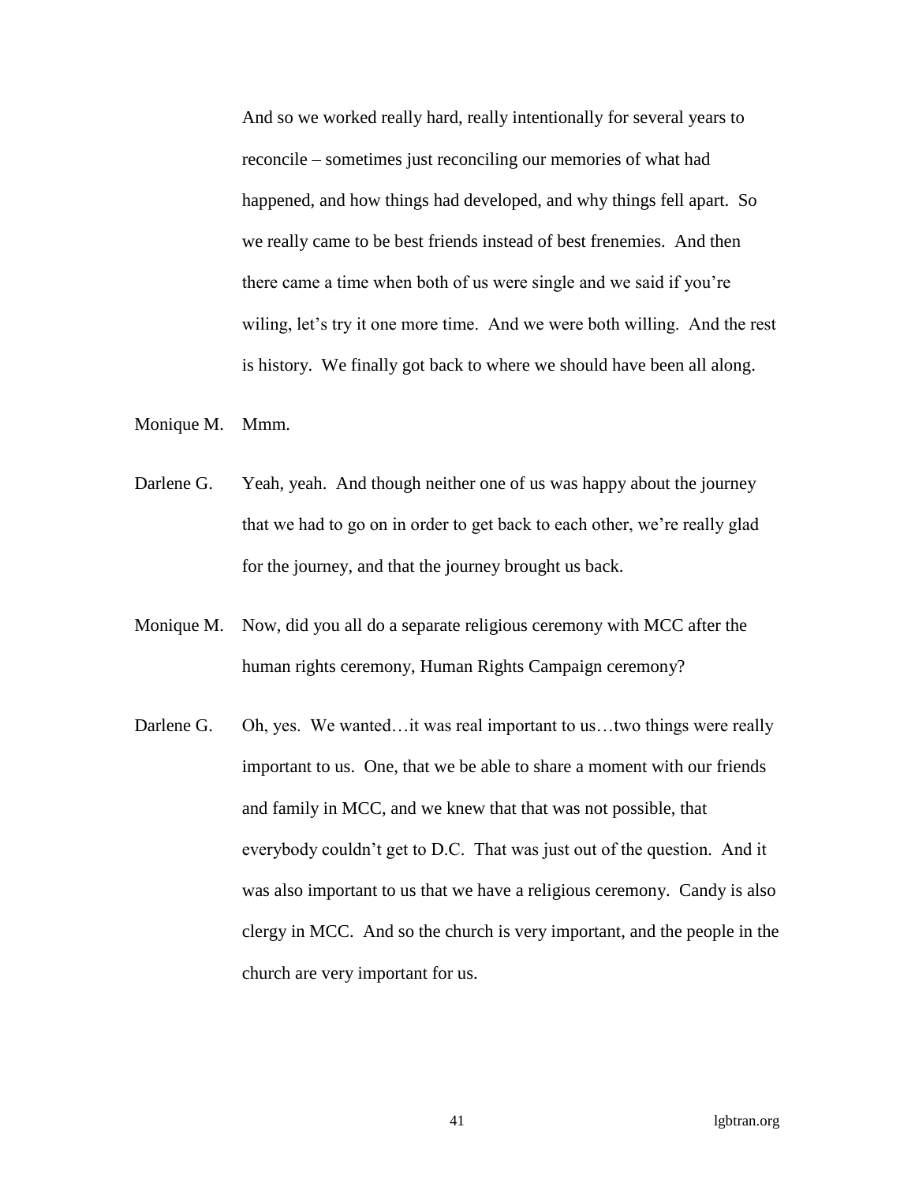And so we worked really hard, really intentionally for several years to reconcile – sometimes just reconciling our memories of what had happened, and how things had developed, and why things fell apart. So we really came to be best friends instead of best frenemies. And then there came a time when both of us were single and we said if you're wiling, let's try it one more time. And we were both willing. And the rest is history. We finally got back to where we should have been all along.

Monique M. Mmm.

Darlene G. Yeah, yeah. And though neither one of us was happy about the journey that we had to go on in order to get back to each other, we're really glad for the journey, and that the journey brought us back.

Monique M. Now, did you all do a separate religious ceremony with MCC after the human rights ceremony, Human Rights Campaign ceremony?

Darlene G. Oh, yes. We wanted…it was real important to us…two things were really important to us. One, that we be able to share a moment with our friends and family in MCC, and we knew that that was not possible, that everybody couldn't get to D.C. That was just out of the question. And it was also important to us that we have a religious ceremony. Candy is also clergy in MCC. And so the church is very important, and the people in the church are very important for us.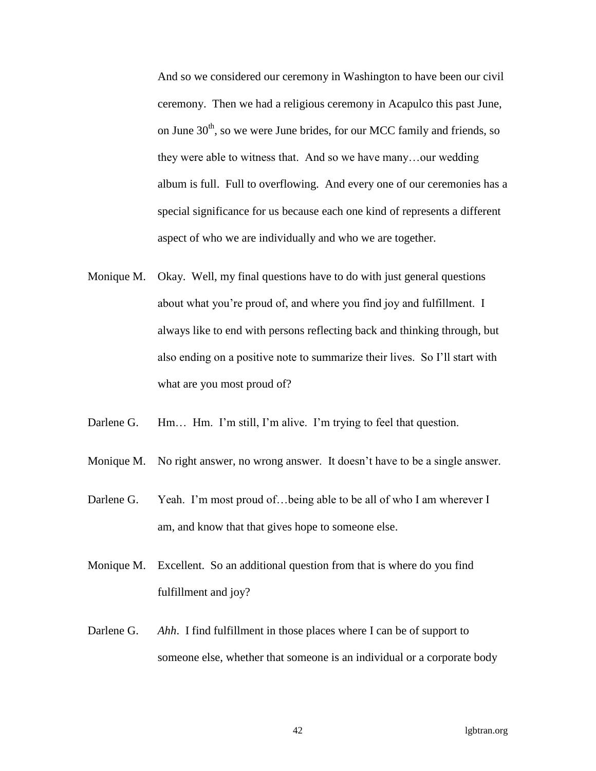And so we considered our ceremony in Washington to have been our civil ceremony. Then we had a religious ceremony in Acapulco this past June, on June 30th, so we were June brides, for our MCC family and friends, so they were able to witness that. And so we have many…our wedding album is full. Full to overflowing. And every one of our ceremonies has a special significance for us because each one kind of represents a different aspect of who we are individually and who we are together.

Monique M. Okay. Well, my final questions have to do with just general questions about what you're proud of, and where you find joy and fulfillment. I always like to end with persons reflecting back and thinking through, but also ending on a positive note to summarize their lives. So I'll start with what are you most proud of?

Darlene G. Hm… Hm. I'm still, I'm alive. I'm trying to feel that question.

Monique M. No right answer, no wrong answer. It doesn't have to be a single answer.

Darlene G. Yeah. I'm most proud of…being able to be all of who I am wherever I am, and know that that gives hope to someone else.

Monique M. Excellent. So an additional question from that is where do you find fulfillment and joy?

Darlene G. *Ahh*. I find fulfillment in those places where I can be of support to someone else, whether that someone is an individual or a corporate body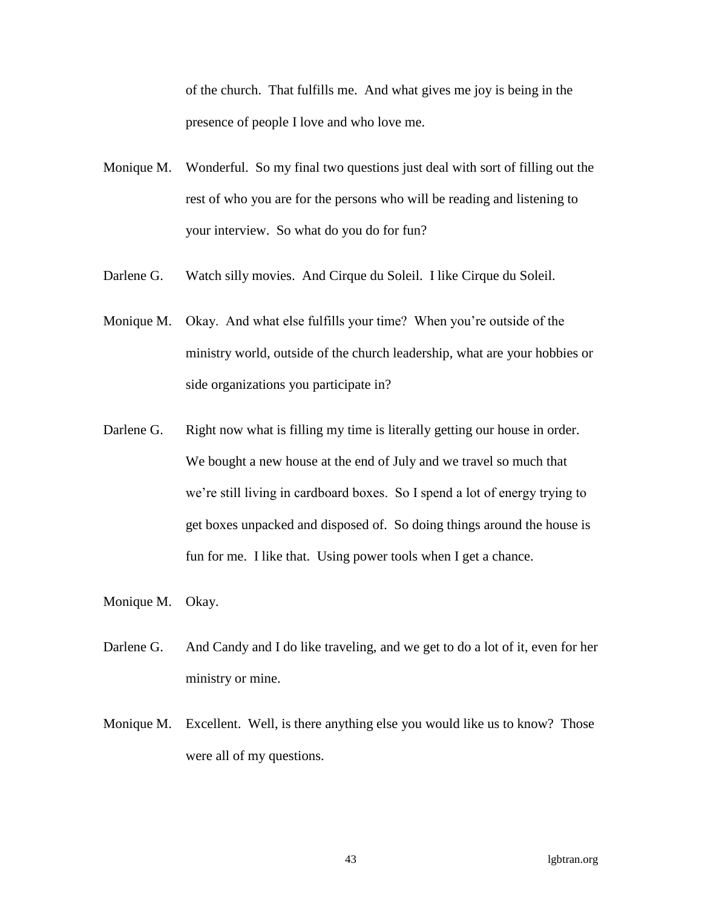of the church. That fulfills me. And what gives me joy is being in the presence of people I love and who love me.

Monique M. Wonderful. So my final two questions just deal with sort of filling out the rest of who you are for the persons who will be reading and listening to your interview. So what do you do for fun?

Darlene G. Watch silly movies. And Cirque du Soleil. I like Cirque du Soleil.

Monique M. Okay. And what else fulfills your time? When you're outside of the ministry world, outside of the church leadership, what are your hobbies or side organizations you participate in?

Darlene G. Right now what is filling my time is literally getting our house in order. We bought a new house at the end of July and we travel so much that we're still living in cardboard boxes. So I spend a lot of energy trying to get boxes unpacked and disposed of. So doing things around the house is fun for me. I like that. Using power tools when I get a chance.

Monique M. Okay.

Darlene G. And Candy and I do like traveling, and we get to do a lot of it, even for her ministry or mine.

Monique M. Excellent. Well, is there anything else you would like us to know? Those were all of my questions.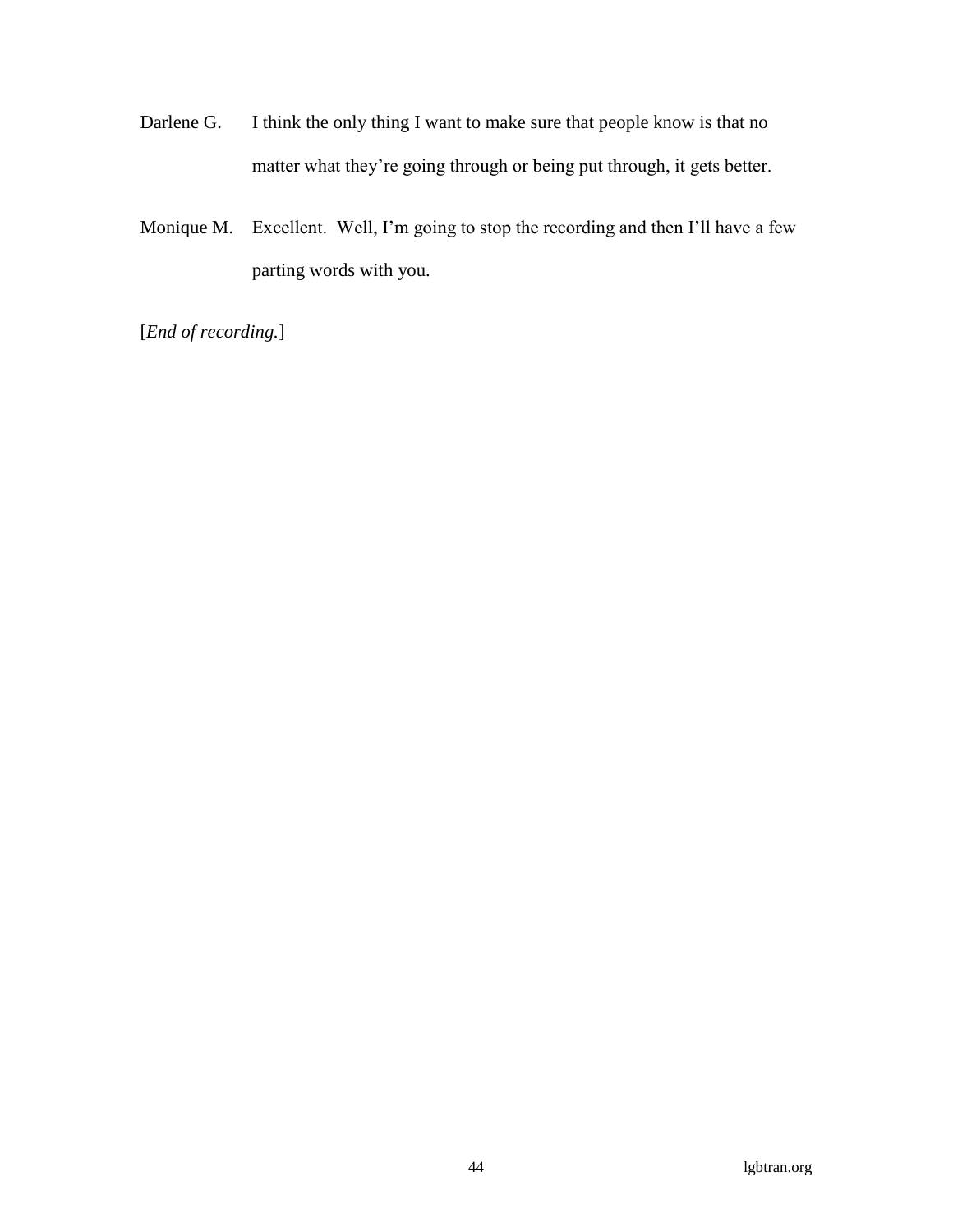Darlene G. I think the only thing I want to make sure that people know is that no matter what they're going through or being put through, it gets better.

Monique M. Excellent. Well, I'm going to stop the recording and then I'll have a few parting words with you.

[*End of recording.*]